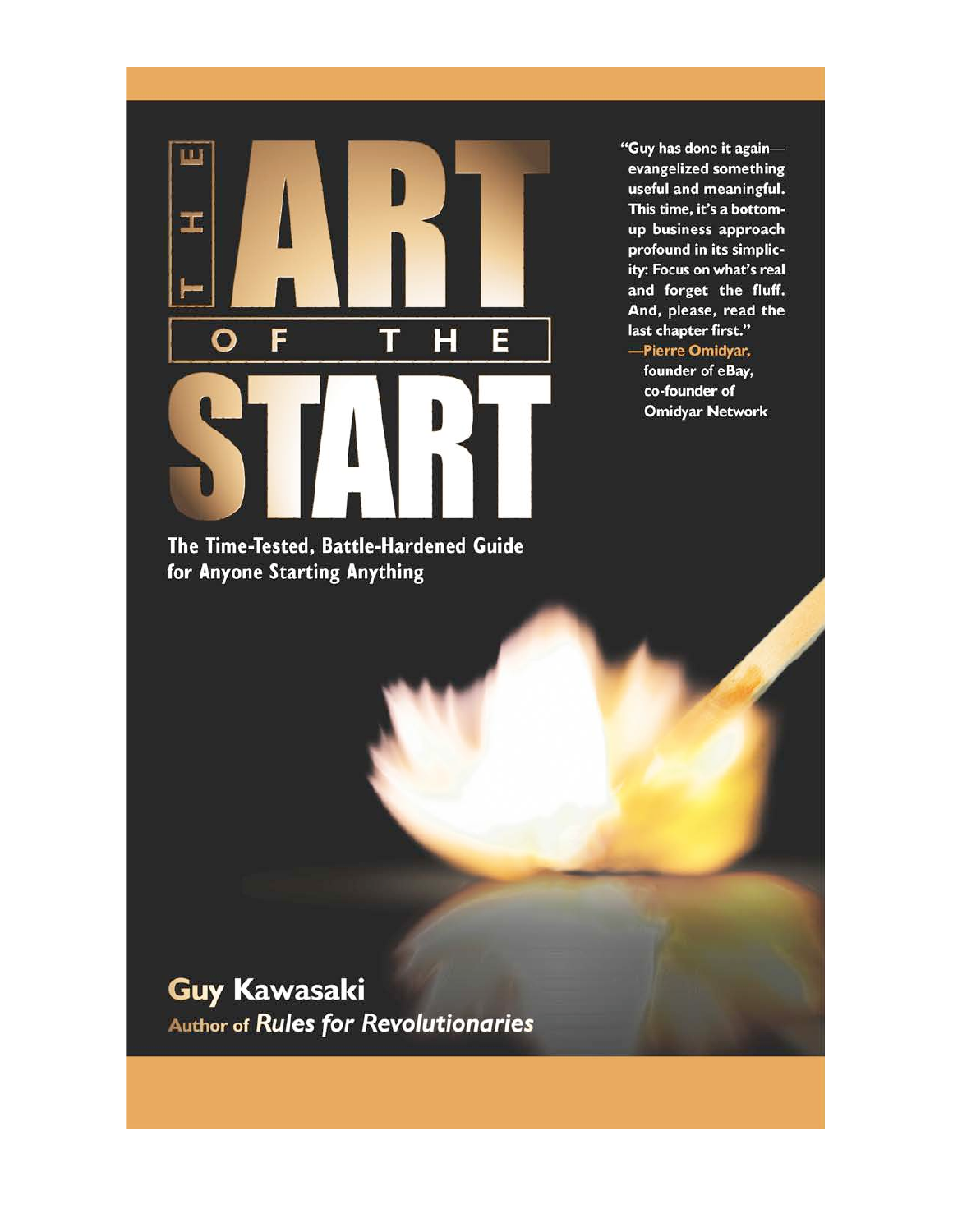# THE ART OF THE START

"Guy has done it again—evangelized something useful and meaningful. This time, it's a bottom-up business approach profound in its simplicity: Focus on what's real and forget the fluff. And, please, read the last chapter first."
—**Pierre Omidyar,** founder of eBay, co-founder of Omidyar Network

**The Time-Tested, Battle-Hardened Guide for Anyone Starting Anything**

**Guy Kawasaki**

Author of *Rules for Revolutionaries*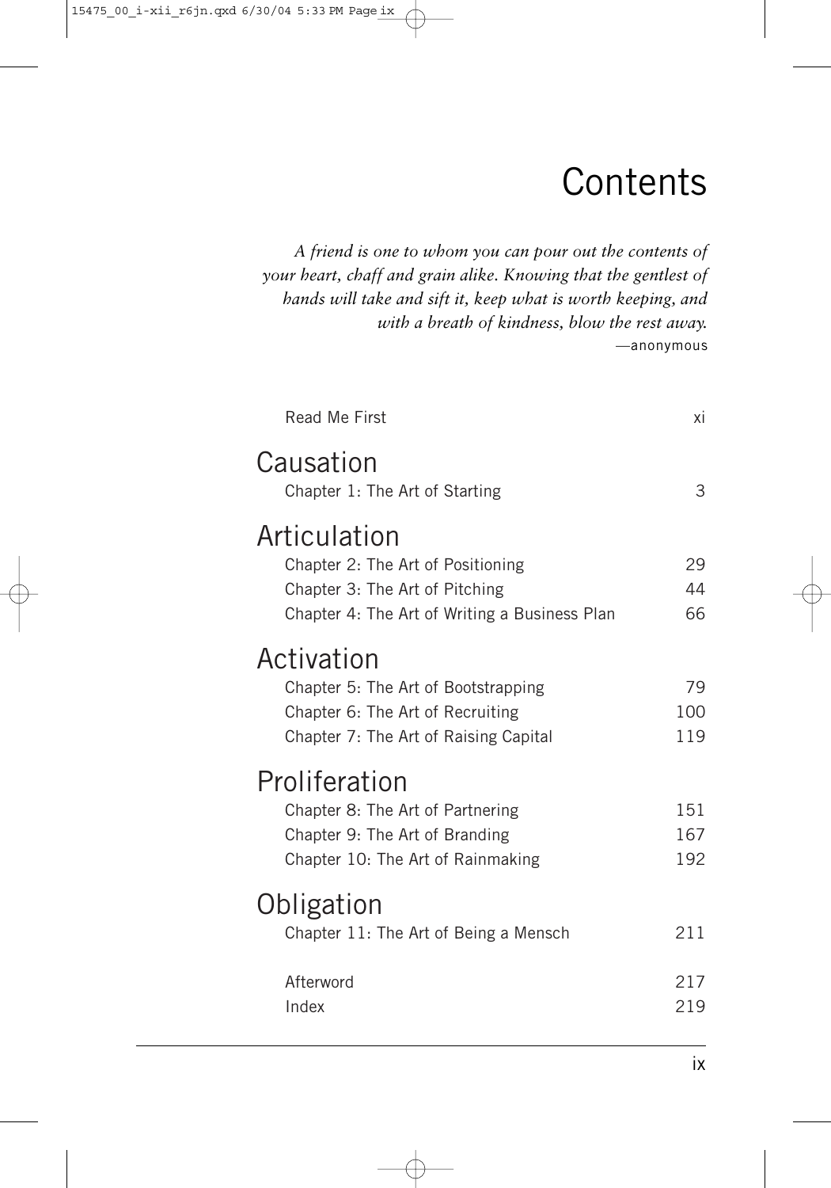# Contents

*A friend is one to whom you can pour out the contents of your heart, chaff and grain alike. Knowing that the gentlest of hands will take and sift it, keep what is worth keeping, and with a breath of kindness, blow the rest away.*
—anonymous

| | |
|---|---|
| Read Me First | xi |

## Causation

| | |
|---|---|
| Chapter 1: The Art of Starting | 3 |

## Articulation

| | |
|---|---|
| Chapter 2: The Art of Positioning | 29 |
| Chapter 3: The Art of Pitching | 44 |
| Chapter 4: The Art of Writing a Business Plan | 66 |

## Activation

| | |
|---|---|
| Chapter 5: The Art of Bootstrapping | 79 |
| Chapter 6: The Art of Recruiting | 100 |
| Chapter 7: The Art of Raising Capital | 119 |

## Proliferation

| | |
|---|---|
| Chapter 8: The Art of Partnering | 151 |
| Chapter 9: The Art of Branding | 167 |
| Chapter 10: The Art of Rainmaking | 192 |

## Obligation

| | |
|---|---|
| Chapter 11: The Art of Being a Mensch | 211 |

| | |
|---|---|
| Afterword | 217 |
| Index | 219 |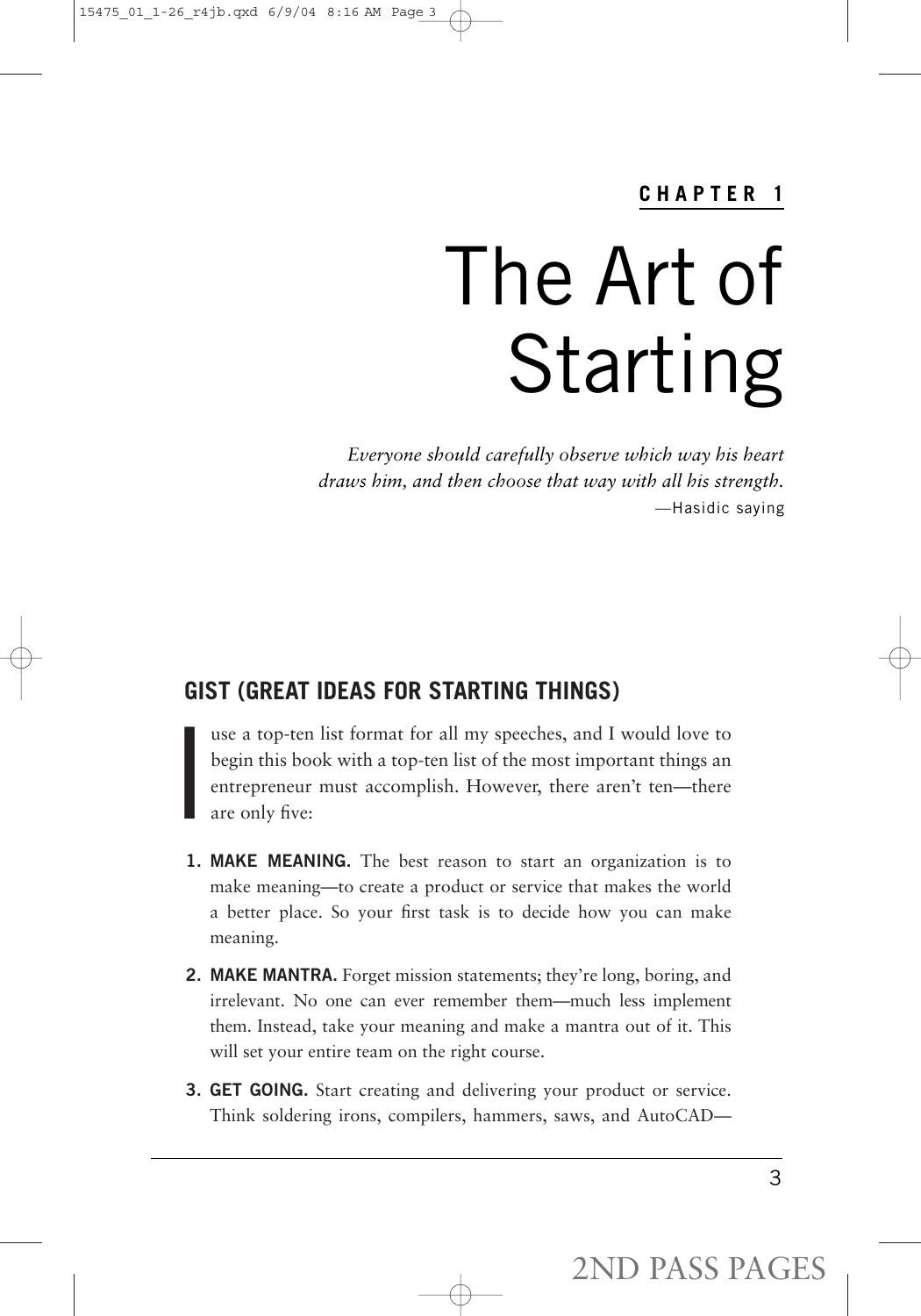## CHAPTER 1

# The Art of Starting

*Everyone should carefully observe which way his heart draws him, and then choose that way with all his strength.*
—Hasidic saying

## GIST (GREAT IDEAS FOR STARTING THINGS)

I use a top-ten list format for all my speeches, and I would love to begin this book with a top-ten list of the most important things an entrepreneur must accomplish. However, there aren't ten—there are only five:

1. **MAKE MEANING.** The best reason to start an organization is to make meaning—to create a product or service that makes the world a better place. So your first task is to decide how you can make meaning.
2. **MAKE MANTRA.** Forget mission statements; they're long, boring, and irrelevant. No one can ever remember them—much less implement them. Instead, take your meaning and make a mantra out of it. This will set your entire team on the right course.
3. **GET GOING.** Start creating and delivering your product or service. Think soldering irons, compilers, hammers, saws, and AutoCAD—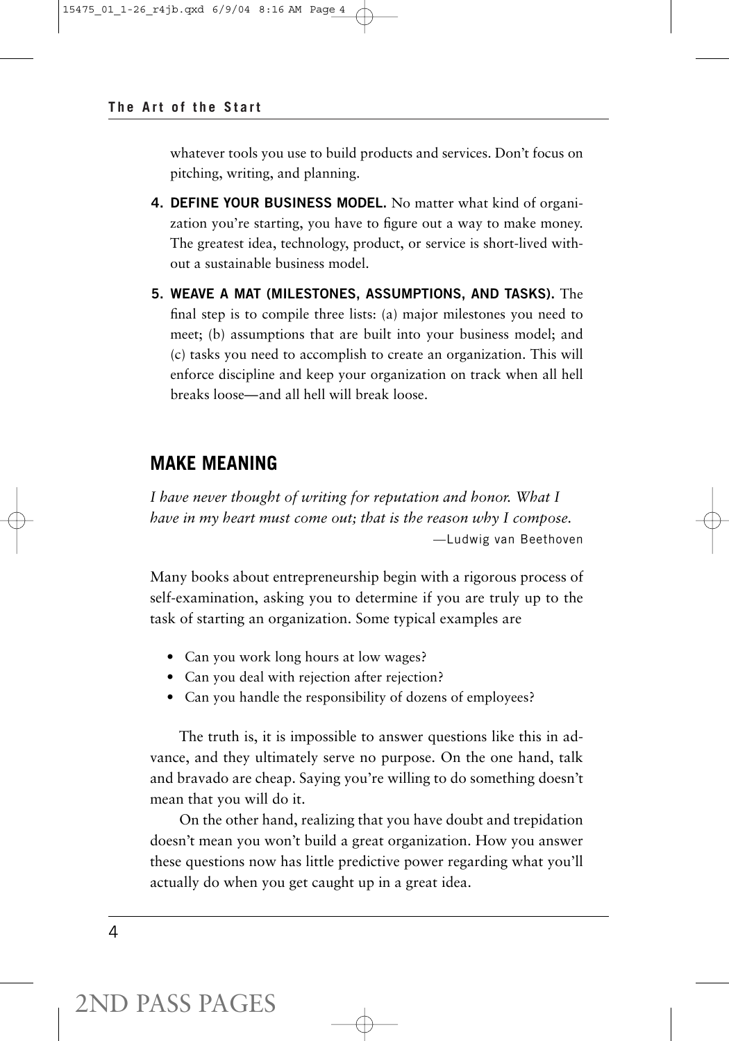whatever tools you use to build products and services. Don't focus on pitching, writing, and planning.

4. **DEFINE YOUR BUSINESS MODEL.** No matter what kind of organization you're starting, you have to figure out a way to make money. The greatest idea, technology, product, or service is short-lived without a sustainable business model.

5. **WEAVE A MAT (MILESTONES, ASSUMPTIONS, AND TASKS).** The final step is to compile three lists: (a) major milestones you need to meet; (b) assumptions that are built into your business model; and (c) tasks you need to accomplish to create an organization. This will enforce discipline and keep your organization on track when all hell breaks loose—and all hell will break loose.

## MAKE MEANING

*I have never thought of writing for reputation and honor. What I have in my heart must come out; that is the reason why I compose.*

—Ludwig van Beethoven

Many books about entrepreneurship begin with a rigorous process of self-examination, asking you to determine if you are truly up to the task of starting an organization. Some typical examples are

- Can you work long hours at low wages?
- Can you deal with rejection after rejection?
- Can you handle the responsibility of dozens of employees?

The truth is, it is impossible to answer questions like this in advance, and they ultimately serve no purpose. On the one hand, talk and bravado are cheap. Saying you're willing to do something doesn't mean that you will do it.

On the other hand, realizing that you have doubt and trepidation doesn't mean you won't build a great organization. How you answer these questions now has little predictive power regarding what you'll actually do when you get caught up in a great idea.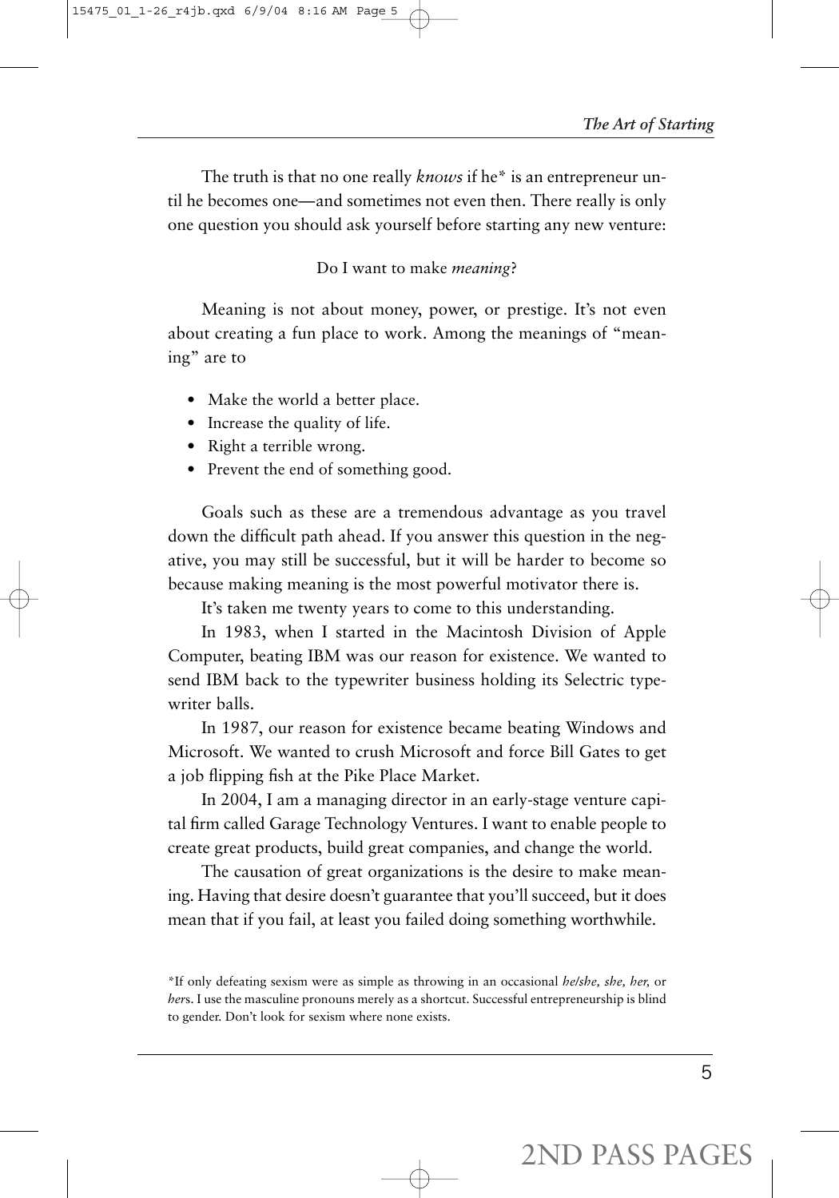The truth is that no one really *knows* if he* is an entrepreneur until he becomes one—and sometimes not even then. There really is only one question you should ask yourself before starting any new venture:

Do I want to make *meaning*?

Meaning is not about money, power, or prestige. It's not even about creating a fun place to work. Among the meanings of "meaning" are to

- Make the world a better place.
- Increase the quality of life.
- Right a terrible wrong.
- Prevent the end of something good.

Goals such as these are a tremendous advantage as you travel down the difficult path ahead. If you answer this question in the negative, you may still be successful, but it will be harder to become so because making meaning is the most powerful motivator there is.

It's taken me twenty years to come to this understanding.

In 1983, when I started in the Macintosh Division of Apple Computer, beating IBM was our reason for existence. We wanted to send IBM back to the typewriter business holding its Selectric typewriter balls.

In 1987, our reason for existence became beating Windows and Microsoft. We wanted to crush Microsoft and force Bill Gates to get a job flipping fish at the Pike Place Market.

In 2004, I am a managing director in an early-stage venture capital firm called Garage Technology Ventures. I want to enable people to create great products, build great companies, and change the world.

The causation of great organizations is the desire to make meaning. Having that desire doesn't guarantee that you'll succeed, but it does mean that if you fail, at least you failed doing something worthwhile.

*If only defeating sexism were as simple as throwing in an occasional *he/she, she, her,* or *hers*. I use the masculine pronouns merely as a shortcut. Successful entrepreneurship is blind to gender. Don't look for sexism where none exists.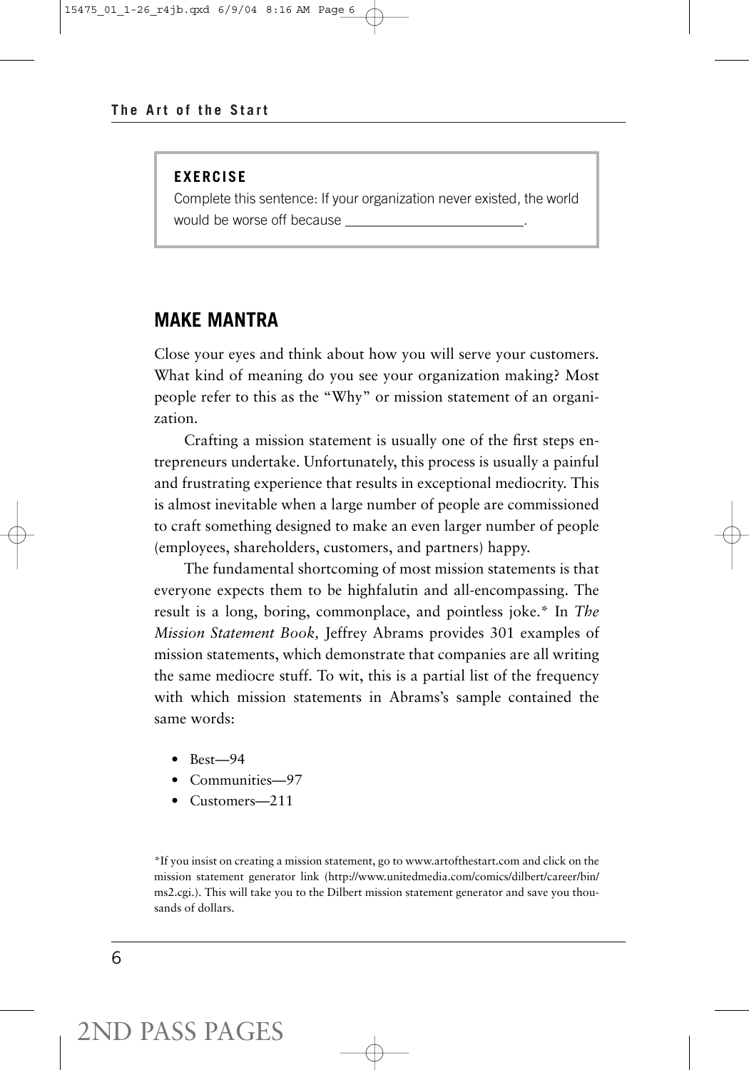**EXERCISE**

Complete this sentence: If your organization never existed, the world would be worse off because ________________________.

## MAKE MANTRA

Close your eyes and think about how you will serve your customers. What kind of meaning do you see your organization making? Most people refer to this as the "Why" or mission statement of an organization.

Crafting a mission statement is usually one of the first steps entrepreneurs undertake. Unfortunately, this process is usually a painful and frustrating experience that results in exceptional mediocrity. This is almost inevitable when a large number of people are commissioned to craft something designed to make an even larger number of people (employees, shareholders, customers, and partners) happy.

The fundamental shortcoming of most mission statements is that everyone expects them to be highfalutin and all-encompassing. The result is a long, boring, commonplace, and pointless joke.* In *The Mission Statement Book,* Jeffrey Abrams provides 301 examples of mission statements, which demonstrate that companies are all writing the same mediocre stuff. To wit, this is a partial list of the frequency with which mission statements in Abrams's sample contained the same words:

- Best—94
- Communities—97
- Customers—211

*If you insist on creating a mission statement, go to www.artofthestart.com and click on the mission statement generator link (http://www.unitedmedia.com/comics/dilbert/career/bin/ms2.cgi.). This will take you to the Dilbert mission statement generator and save you thousands of dollars.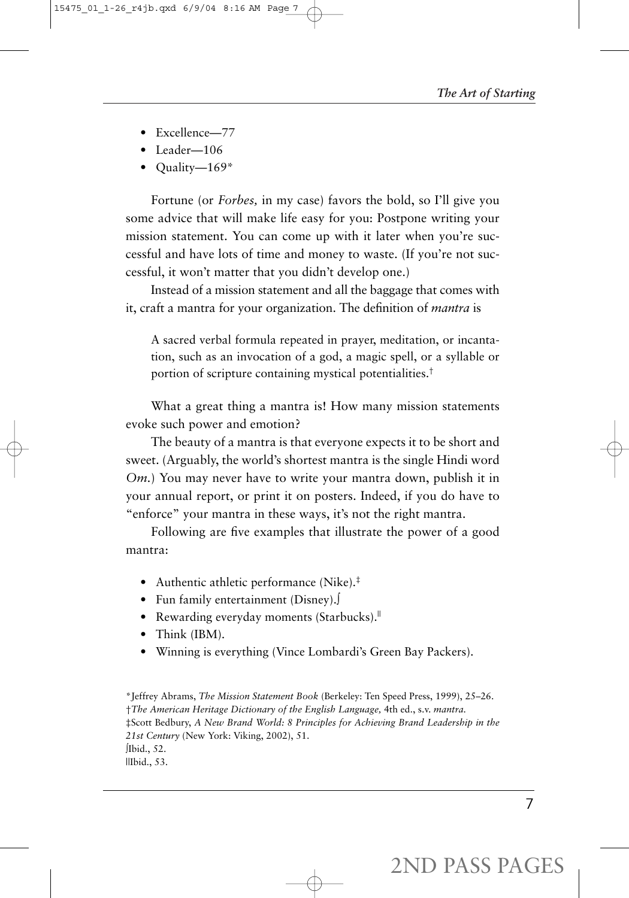- Excellence—77
- Leader—106
- Quality—169*

Fortune (or *Forbes,* in my case) favors the bold, so I'll give you some advice that will make life easy for you: Postpone writing your mission statement. You can come up with it later when you're successful and have lots of time and money to waste. (If you're not successful, it won't matter that you didn't develop one.)

Instead of a mission statement and all the baggage that comes with it, craft a mantra for your organization. The definition of *mantra* is

> A sacred verbal formula repeated in prayer, meditation, or incantation, such as an invocation of a god, a magic spell, or a syllable or portion of scripture containing mystical potentialities.†

What a great thing a mantra is! How many mission statements evoke such power and emotion?

The beauty of a mantra is that everyone expects it to be short and sweet. (Arguably, the world's shortest mantra is the single Hindi word *Om.*) You may never have to write your mantra down, publish it in your annual report, or print it on posters. Indeed, if you do have to "enforce" your mantra in these ways, it's not the right mantra.

Following are five examples that illustrate the power of a good mantra:

- Authentic athletic performance (Nike).‡
- Fun family entertainment (Disney).∫
- Rewarding everyday moments (Starbucks).||
- Think (IBM).
- Winning is everything (Vince Lombardi's Green Bay Packers).

---

*Jeffrey Abrams, *The Mission Statement Book* (Berkeley: Ten Speed Press, 1999), 25–26.

†*The American Heritage Dictionary of the English Language,* 4th ed., s.v. *mantra.*

‡Scott Bedbury, *A New Brand World: 8 Principles for Achieving Brand Leadership in the 21st Century* (New York: Viking, 2002), 51.

∫Ibid., 52.

||Ibid., 53.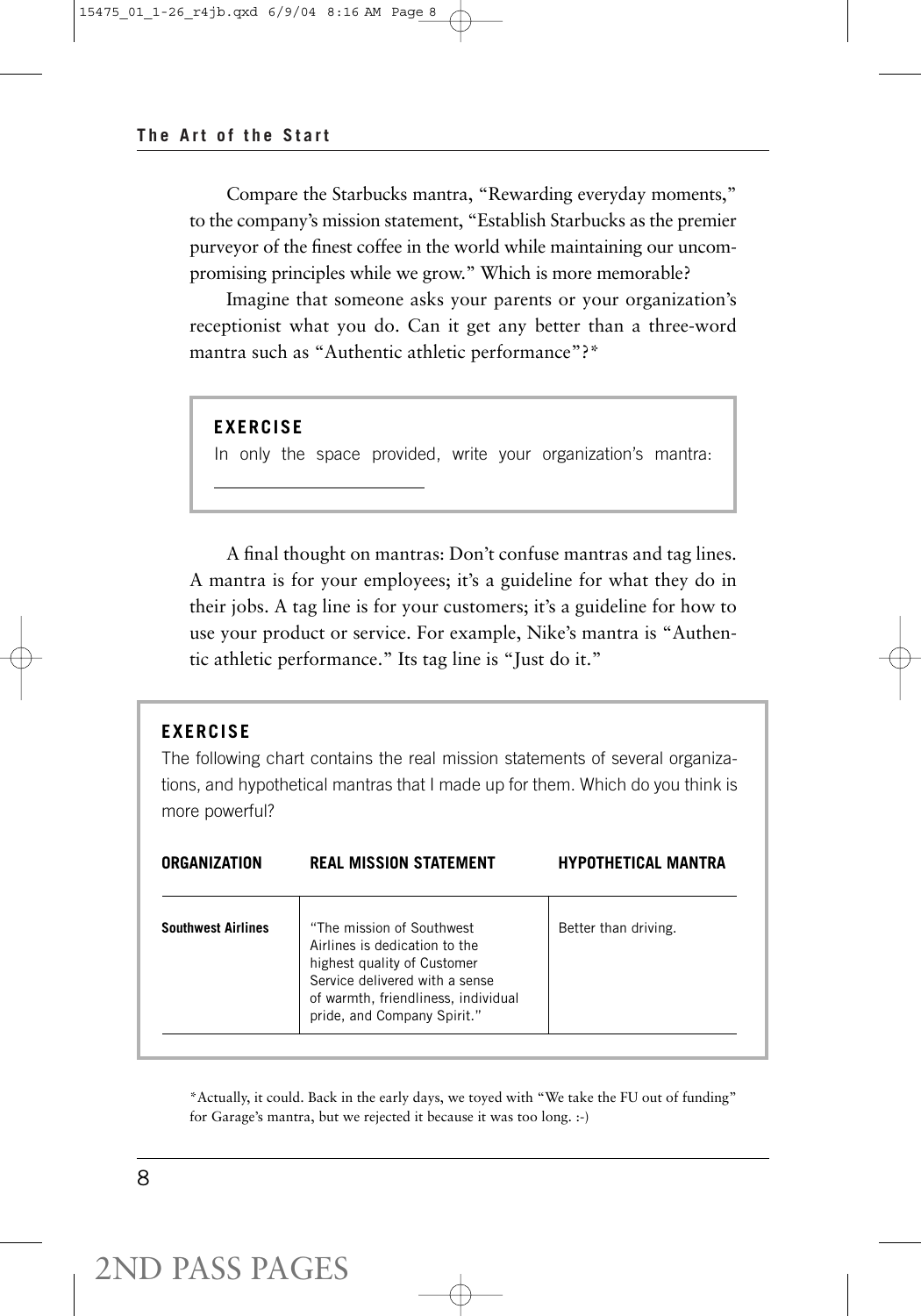Compare the Starbucks mantra, "Rewarding everyday moments," to the company's mission statement, "Establish Starbucks as the premier purveyor of the finest coffee in the world while maintaining our uncompromising principles while we grow." Which is more memorable?

Imagine that someone asks your parents or your organization's receptionist what you do. Can it get any better than a three-word mantra such as "Authentic athletic performance"?*

> **EXERCISE**
>
> In only the space provided, write your organization's mantra: ______________________

A final thought on mantras: Don't confuse mantras and tag lines. A mantra is for your employees; it's a guideline for what they do in their jobs. A tag line is for your customers; it's a guideline for how to use your product or service. For example, Nike's mantra is "Authentic athletic performance." Its tag line is "Just do it."

> **EXERCISE**
>
> The following chart contains the real mission statements of several organizations, and hypothetical mantras that I made up for them. Which do you think is more powerful?

| ORGANIZATION | REAL MISSION STATEMENT | HYPOTHETICAL MANTRA |
|---|---|---|
| **Southwest Airlines** | "The mission of Southwest Airlines is dedication to the highest quality of Customer Service delivered with a sense of warmth, friendliness, individual pride, and Company Spirit." | Better than driving. |

*Actually, it could. Back in the early days, we toyed with "We take the FU out of funding" for Garage's mantra, but we rejected it because it was too long. :-)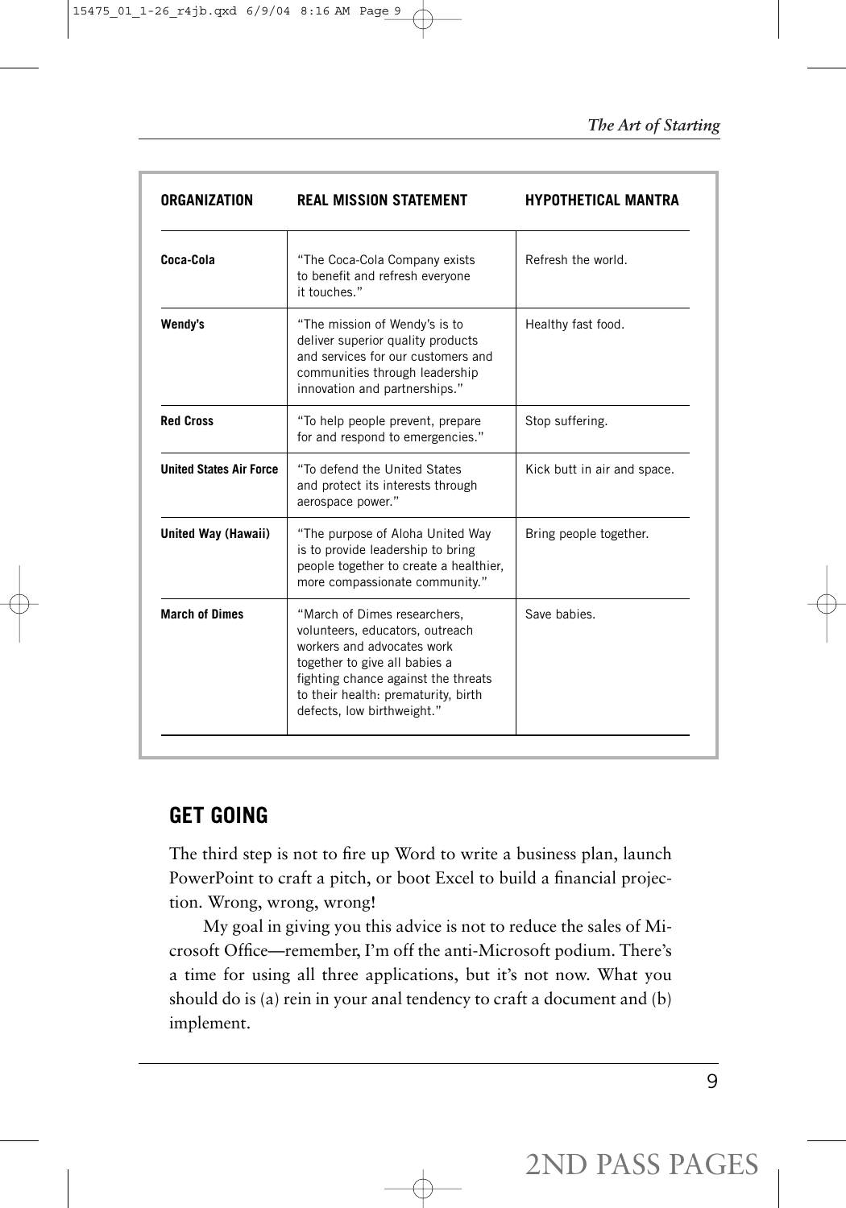| ORGANIZATION | REAL MISSION STATEMENT | HYPOTHETICAL MANTRA |
|---|---|---|
| **Coca-Cola** | "The Coca-Cola Company exists to benefit and refresh everyone it touches." | Refresh the world. |
| **Wendy's** | "The mission of Wendy's is to deliver superior quality products and services for our customers and communities through leadership innovation and partnerships." | Healthy fast food. |
| **Red Cross** | "To help people prevent, prepare for and respond to emergencies." | Stop suffering. |
| **United States Air Force** | "To defend the United States and protect its interests through aerospace power." | Kick butt in air and space. |
| **United Way (Hawaii)** | "The purpose of Aloha United Way is to provide leadership to bring people together to create a healthier, more compassionate community." | Bring people together. |
| **March of Dimes** | "March of Dimes researchers, volunteers, educators, outreach workers and advocates work together to give all babies a fighting chance against the threats to their health: prematurity, birth defects, low birthweight." | Save babies. |

## GET GOING

The third step is not to fire up Word to write a business plan, launch PowerPoint to craft a pitch, or boot Excel to build a financial projection. Wrong, wrong, wrong!

My goal in giving you this advice is not to reduce the sales of Microsoft Office—remember, I'm off the anti-Microsoft podium. There's a time for using all three applications, but it's not now. What you should do is (a) rein in your anal tendency to craft a document and (b) implement.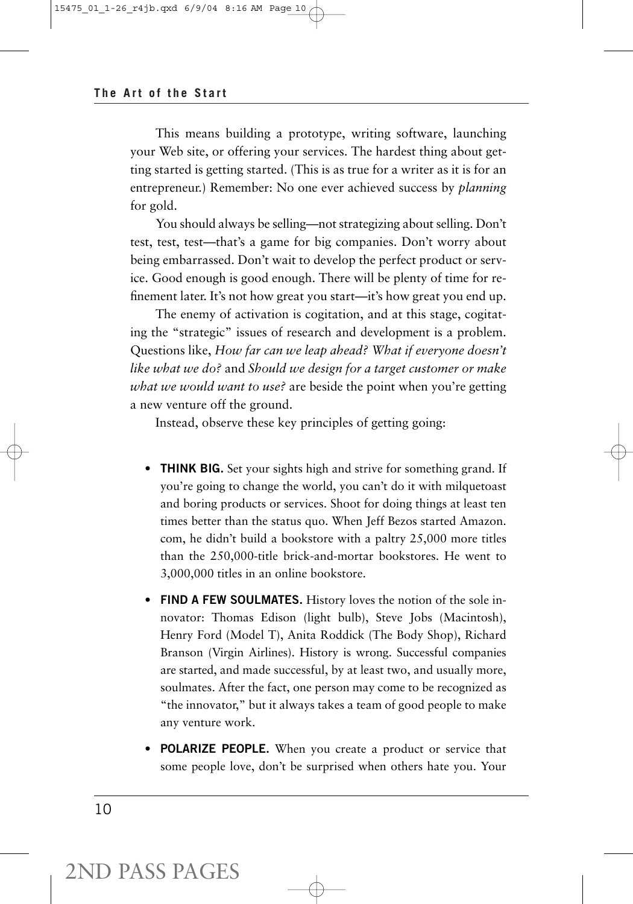This means building a prototype, writing software, launching your Web site, or offering your services. The hardest thing about getting started is getting started. (This is as true for a writer as it is for an entrepreneur.) Remember: No one ever achieved success by *planning* for gold.

You should always be selling—not strategizing about selling. Don't test, test, test—that's a game for big companies. Don't worry about being embarrassed. Don't wait to develop the perfect product or service. Good enough is good enough. There will be plenty of time for refinement later. It's not how great you start—it's how great you end up.

The enemy of activation is cogitation, and at this stage, cogitating the "strategic" issues of research and development is a problem. Questions like, *How far can we leap ahead? What if everyone doesn't like what we do?* and *Should we design for a target customer or make what we would want to use?* are beside the point when you're getting a new venture off the ground.

Instead, observe these key principles of getting going:

- **THINK BIG.** Set your sights high and strive for something grand. If you're going to change the world, you can't do it with milquetoast and boring products or services. Shoot for doing things at least ten times better than the status quo. When Jeff Bezos started Amazon.com, he didn't build a bookstore with a paltry 25,000 more titles than the 250,000-title brick-and-mortar bookstores. He went to 3,000,000 titles in an online bookstore.
- **FIND A FEW SOULMATES.** History loves the notion of the sole innovator: Thomas Edison (light bulb), Steve Jobs (Macintosh), Henry Ford (Model T), Anita Roddick (The Body Shop), Richard Branson (Virgin Airlines). History is wrong. Successful companies are started, and made successful, by at least two, and usually more, soulmates. After the fact, one person may come to be recognized as "the innovator," but it always takes a team of good people to make any venture work.
- **POLARIZE PEOPLE.** When you create a product or service that some people love, don't be surprised when others hate you. Your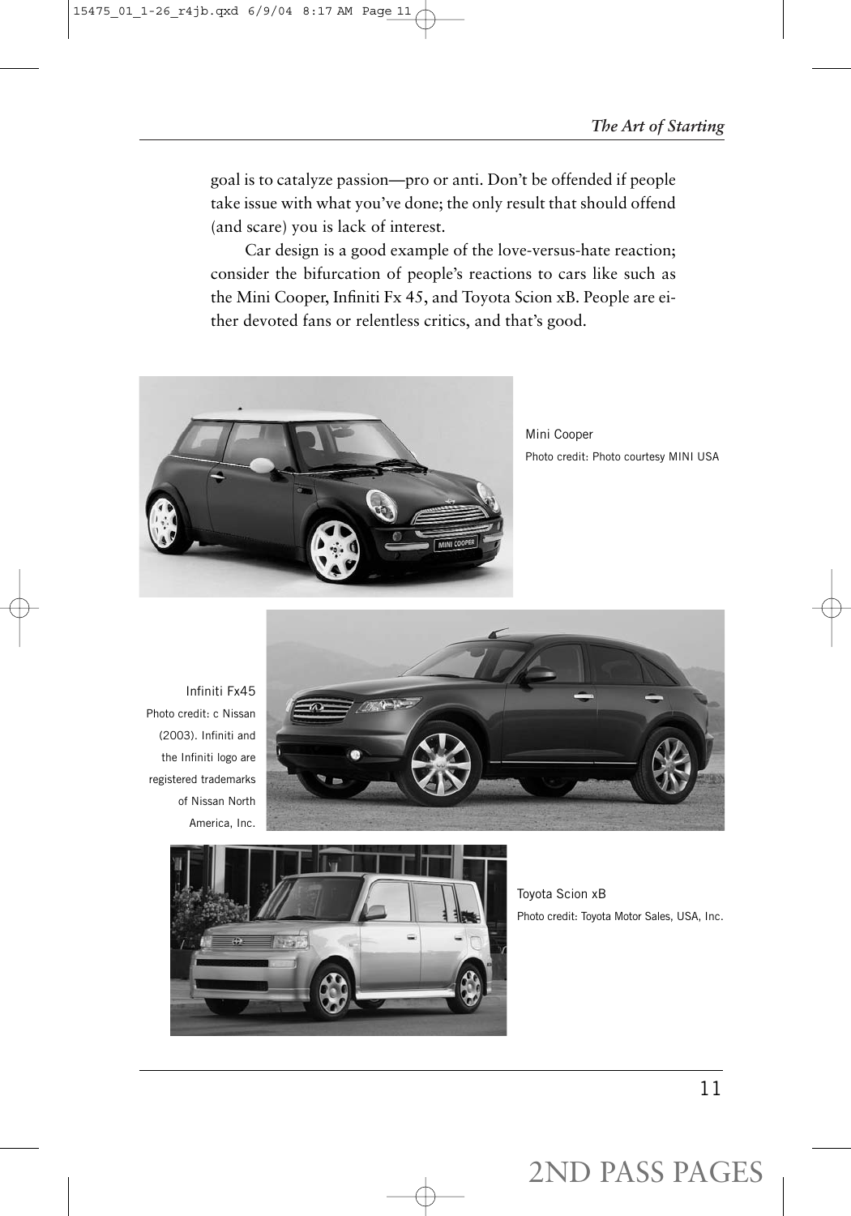goal is to catalyze passion—pro or anti. Don't be offended if people take issue with what you've done; the only result that should offend (and scare) you is lack of interest.

Car design is a good example of the love-versus-hate reaction; consider the bifurcation of people's reactions to cars like such as the Mini Cooper, Infiniti Fx 45, and Toyota Scion xB. People are either devoted fans or relentless critics, and that's good.

Mini Cooper
Photo credit: Photo courtesy MINI USA

Infiniti Fx45
Photo credit: c Nissan (2003). Infiniti and the Infiniti logo are registered trademarks of Nissan North America, Inc.

Toyota Scion xB
Photo credit: Toyota Motor Sales, USA, Inc.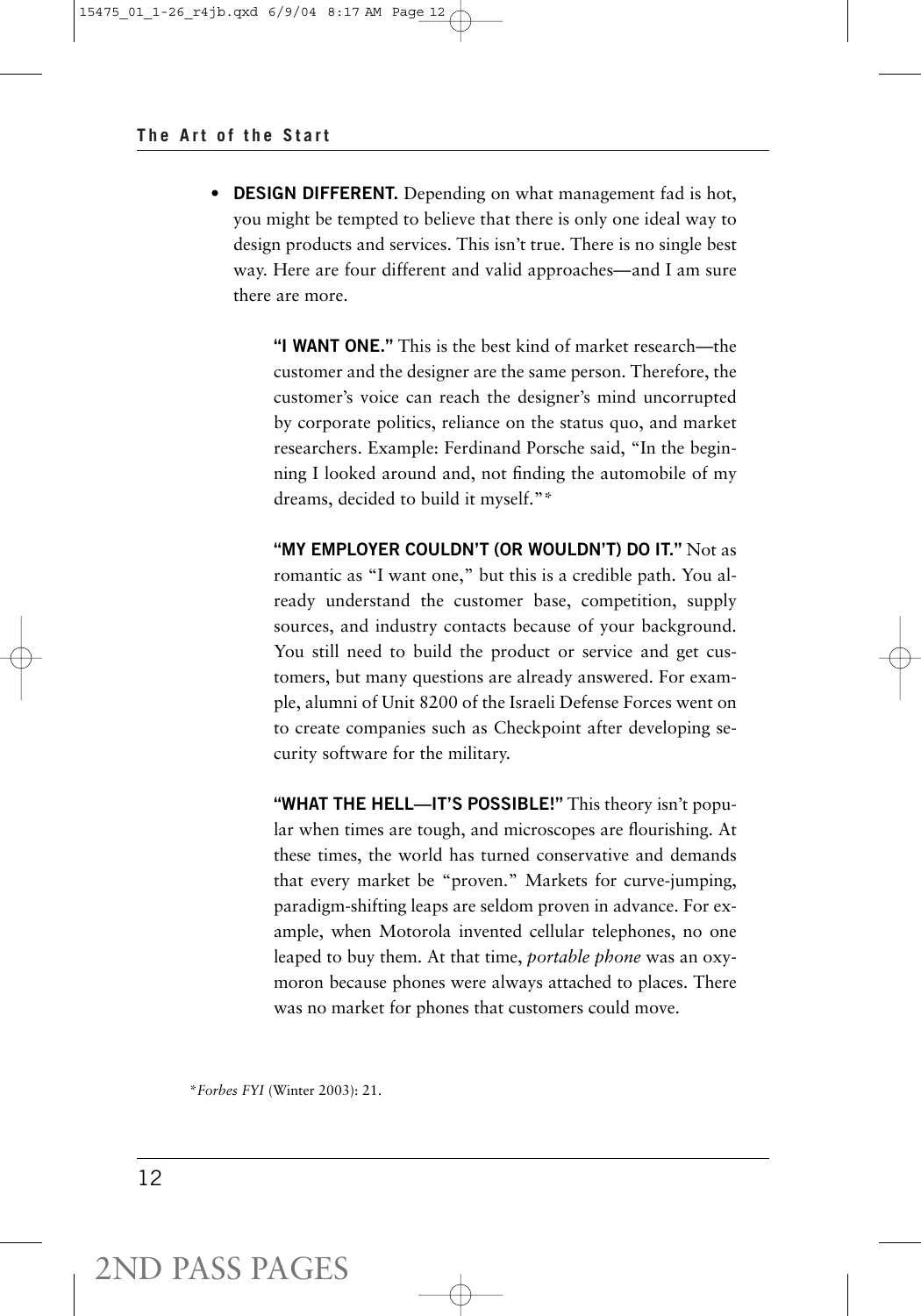- **DESIGN DIFFERENT.** Depending on what management fad is hot, you might be tempted to believe that there is only one ideal way to design products and services. This isn't true. There is no single best way. Here are four different and valid approaches—and I am sure there are more.

  **"I WANT ONE."** This is the best kind of market research—the customer and the designer are the same person. Therefore, the customer's voice can reach the designer's mind uncorrupted by corporate politics, reliance on the status quo, and market researchers. Example: Ferdinand Porsche said, "In the beginning I looked around and, not finding the automobile of my dreams, decided to build it myself."*

  **"MY EMPLOYER COULDN'T (OR WOULDN'T) DO IT."** Not as romantic as "I want one," but this is a credible path. You already understand the customer base, competition, supply sources, and industry contacts because of your background. You still need to build the product or service and get customers, but many questions are already answered. For example, alumni of Unit 8200 of the Israeli Defense Forces went on to create companies such as Checkpoint after developing security software for the military.

  **"WHAT THE HELL—IT'S POSSIBLE!"** This theory isn't popular when times are tough, and microscopes are flourishing. At these times, the world has turned conservative and demands that every market be "proven." Markets for curve-jumping, paradigm-shifting leaps are seldom proven in advance. For example, when Motorola invented cellular telephones, no one leaped to buy them. At that time, *portable phone* was an oxymoron because phones were always attached to places. There was no market for phones that customers could move.

*\*Forbes FYI* (Winter 2003): 21.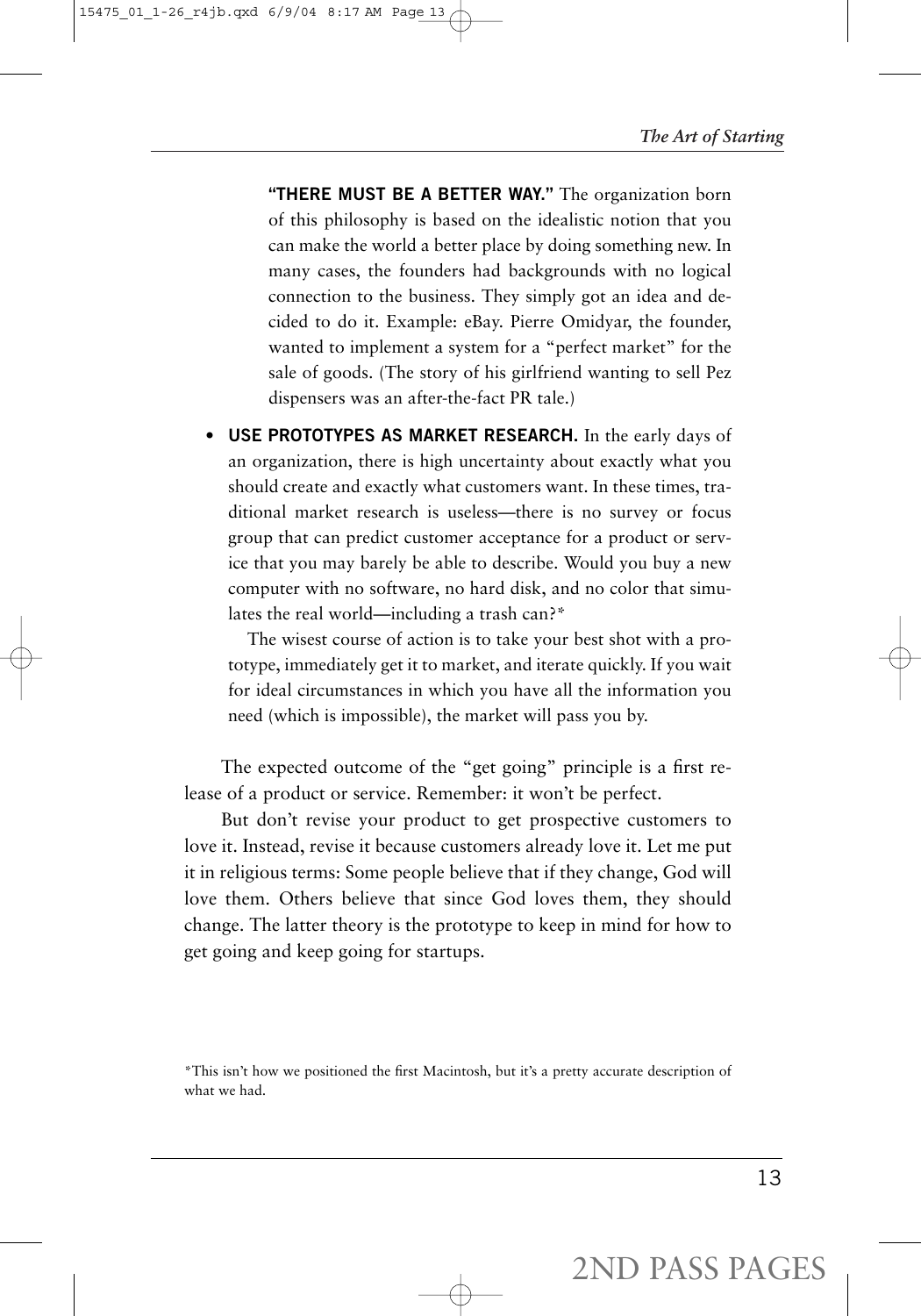**"THERE MUST BE A BETTER WAY."** The organization born of this philosophy is based on the idealistic notion that you can make the world a better place by doing something new. In many cases, the founders had backgrounds with no logical connection to the business. They simply got an idea and decided to do it. Example: eBay. Pierre Omidyar, the founder, wanted to implement a system for a "perfect market" for the sale of goods. (The story of his girlfriend wanting to sell Pez dispensers was an after-the-fact PR tale.)

- **USE PROTOTYPES AS MARKET RESEARCH.** In the early days of an organization, there is high uncertainty about exactly what you should create and exactly what customers want. In these times, traditional market research is useless—there is no survey or focus group that can predict customer acceptance for a product or service that you may barely be able to describe. Would you buy a new computer with no software, no hard disk, and no color that simulates the real world—including a trash can?*

  The wisest course of action is to take your best shot with a prototype, immediately get it to market, and iterate quickly. If you wait for ideal circumstances in which you have all the information you need (which is impossible), the market will pass you by.

The expected outcome of the "get going" principle is a first release of a product or service. Remember: it won't be perfect.

But don't revise your product to get prospective customers to love it. Instead, revise it because customers already love it. Let me put it in religious terms: Some people believe that if they change, God will love them. Others believe that since God loves them, they should change. The latter theory is the prototype to keep in mind for how to get going and keep going for startups.

*This isn't how we positioned the first Macintosh, but it's a pretty accurate description of what we had.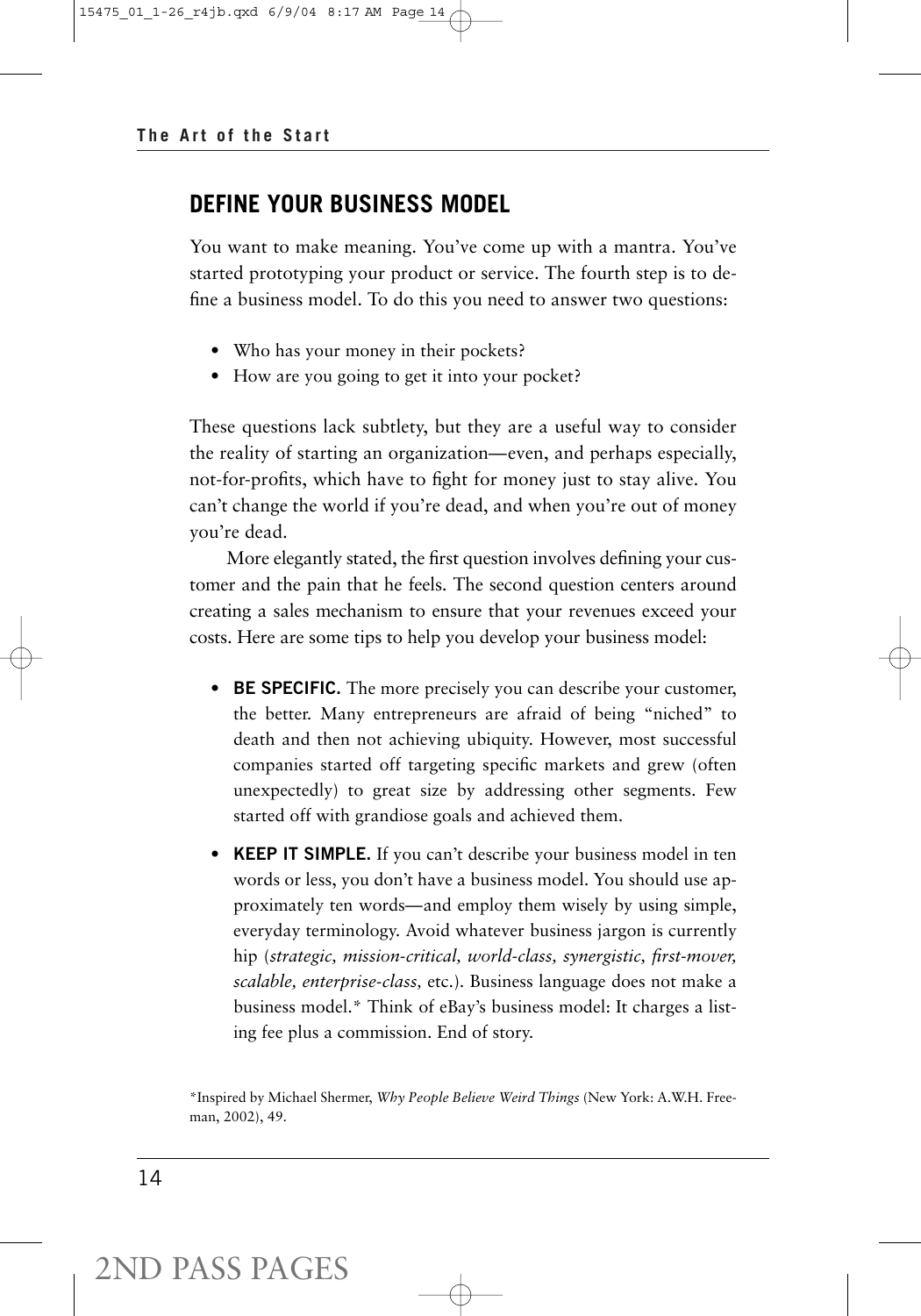## DEFINE YOUR BUSINESS MODEL

You want to make meaning. You've come up with a mantra. You've started prototyping your product or service. The fourth step is to define a business model. To do this you need to answer two questions:

- Who has your money in their pockets?
- How are you going to get it into your pocket?

These questions lack subtlety, but they are a useful way to consider the reality of starting an organization—even, and perhaps especially, not-for-profits, which have to fight for money just to stay alive. You can't change the world if you're dead, and when you're out of money you're dead.

More elegantly stated, the first question involves defining your customer and the pain that he feels. The second question centers around creating a sales mechanism to ensure that your revenues exceed your costs. Here are some tips to help you develop your business model:

- **BE SPECIFIC.** The more precisely you can describe your customer, the better. Many entrepreneurs are afraid of being "niched" to death and then not achieving ubiquity. However, most successful companies started off targeting specific markets and grew (often unexpectedly) to great size by addressing other segments. Few started off with grandiose goals and achieved them.
- **KEEP IT SIMPLE.** If you can't describe your business model in ten words or less, you don't have a business model. You should use approximately ten words—and employ them wisely by using simple, everyday terminology. Avoid whatever business jargon is currently hip (*strategic, mission-critical, world-class, synergistic, first-mover, scalable, enterprise-class,* etc.). Business language does not make a business model.* Think of eBay's business model: It charges a listing fee plus a commission. End of story.

*Inspired by Michael Shermer, *Why People Believe Weird Things* (New York: A.W.H. Freeman, 2002), 49.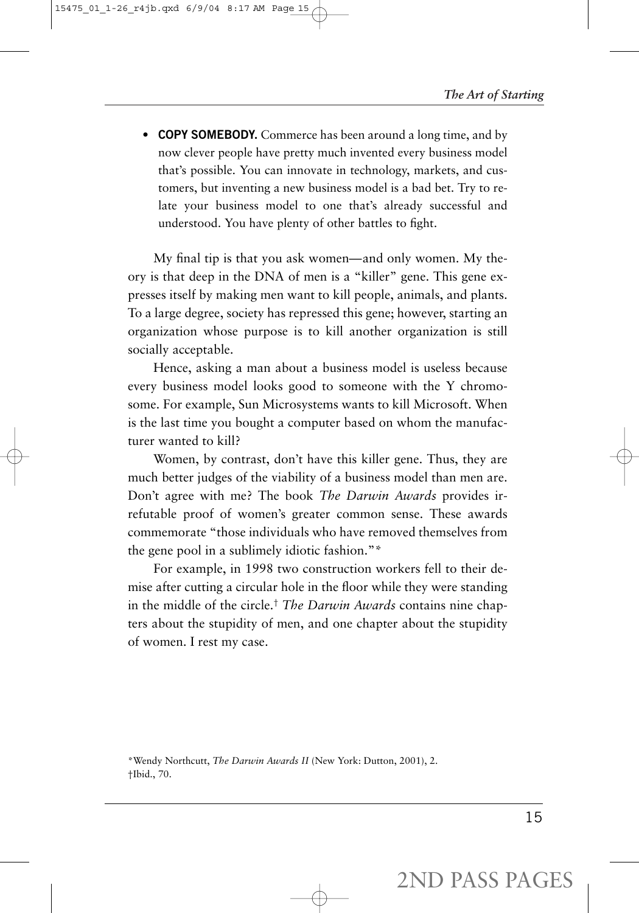- **COPY SOMEBODY.** Commerce has been around a long time, and by now clever people have pretty much invented every business model that's possible. You can innovate in technology, markets, and customers, but inventing a new business model is a bad bet. Try to relate your business model to one that's already successful and understood. You have plenty of other battles to fight.

My final tip is that you ask women—and only women. My theory is that deep in the DNA of men is a "killer" gene. This gene expresses itself by making men want to kill people, animals, and plants. To a large degree, society has repressed this gene; however, starting an organization whose purpose is to kill another organization is still socially acceptable.

Hence, asking a man about a business model is useless because every business model looks good to someone with the Y chromosome. For example, Sun Microsystems wants to kill Microsoft. When is the last time you bought a computer based on whom the manufacturer wanted to kill?

Women, by contrast, don't have this killer gene. Thus, they are much better judges of the viability of a business model than men are. Don't agree with me? The book *The Darwin Awards* provides irrefutable proof of women's greater common sense. These awards commemorate "those individuals who have removed themselves from the gene pool in a sublimely idiotic fashion."*

For example, in 1998 two construction workers fell to their demise after cutting a circular hole in the floor while they were standing in the middle of the circle.† *The Darwin Awards* contains nine chapters about the stupidity of men, and one chapter about the stupidity of women. I rest my case.

*Wendy Northcutt, *The Darwin Awards II* (New York: Dutton, 2001), 2.
†Ibid., 70.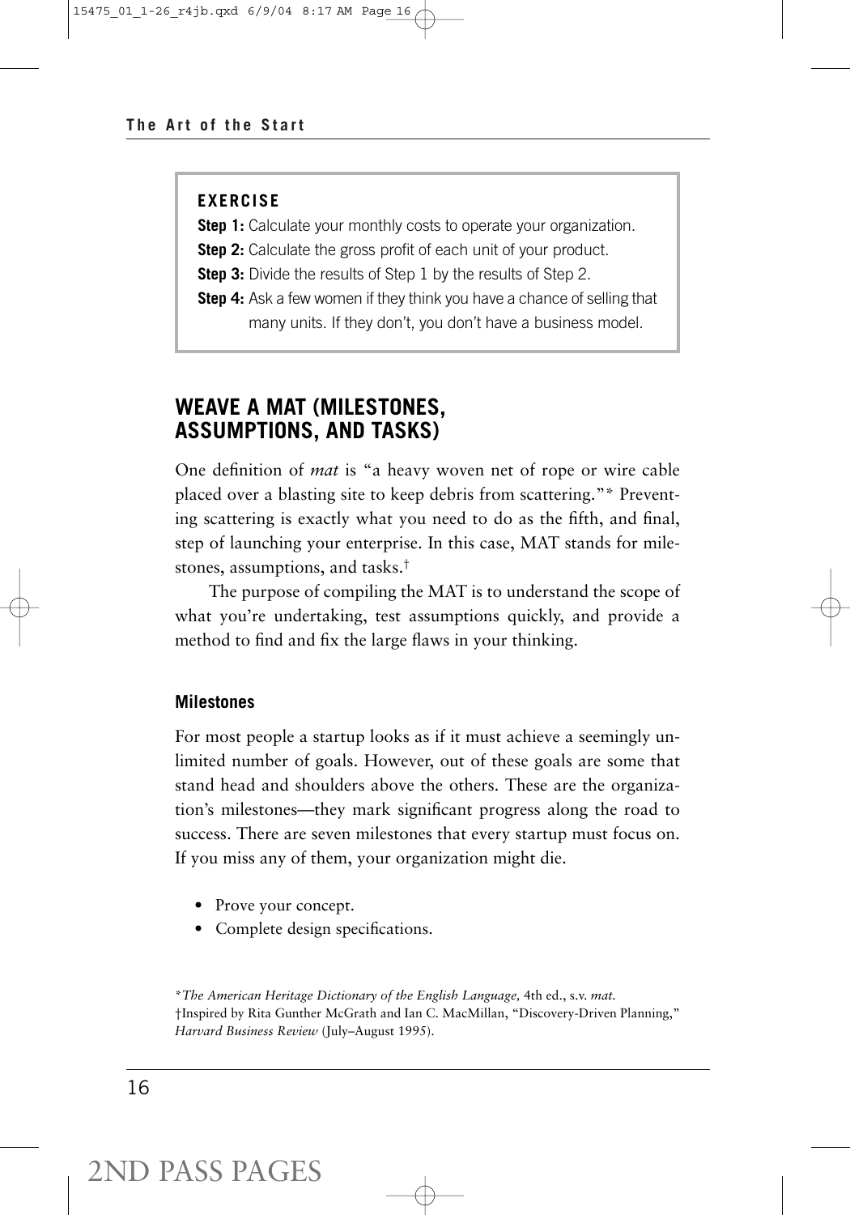**EXERCISE**

**Step 1:** Calculate your monthly costs to operate your organization.

**Step 2:** Calculate the gross profit of each unit of your product.

**Step 3:** Divide the results of Step 1 by the results of Step 2.

**Step 4:** Ask a few women if they think you have a chance of selling that many units. If they don't, you don't have a business model.

## WEAVE A MAT (MILESTONES, ASSUMPTIONS, AND TASKS)

One definition of *mat* is "a heavy woven net of rope or wire cable placed over a blasting site to keep debris from scattering."* Preventing scattering is exactly what you need to do as the fifth, and final, step of launching your enterprise. In this case, MAT stands for milestones, assumptions, and tasks.†

The purpose of compiling the MAT is to understand the scope of what you're undertaking, test assumptions quickly, and provide a method to find and fix the large flaws in your thinking.

### Milestones

For most people a startup looks as if it must achieve a seemingly unlimited number of goals. However, out of these goals are some that stand head and shoulders above the others. These are the organization's milestones—they mark significant progress along the road to success. There are seven milestones that every startup must focus on. If you miss any of them, your organization might die.

- Prove your concept.
- Complete design specifications.

*\*The American Heritage Dictionary of the English Language,* 4th ed., s.v. *mat.*

†Inspired by Rita Gunther McGrath and Ian C. MacMillan, "Discovery-Driven Planning," *Harvard Business Review* (July–August 1995).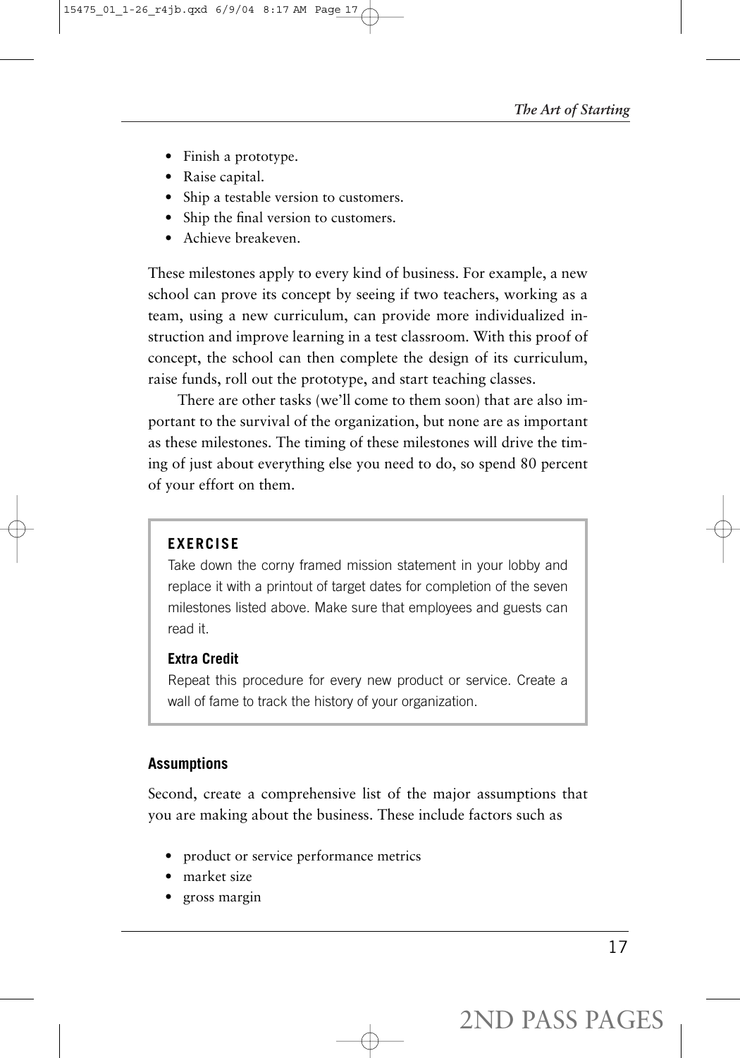- Finish a prototype.
- Raise capital.
- Ship a testable version to customers.
- Ship the final version to customers.
- Achieve breakeven.

These milestones apply to every kind of business. For example, a new school can prove its concept by seeing if two teachers, working as a team, using a new curriculum, can provide more individualized instruction and improve learning in a test classroom. With this proof of concept, the school can then complete the design of its curriculum, raise funds, roll out the prototype, and start teaching classes.

There are other tasks (we'll come to them soon) that are also important to the survival of the organization, but none are as important as these milestones. The timing of these milestones will drive the timing of just about everything else you need to do, so spend 80 percent of your effort on them.

> **EXERCISE**
>
> Take down the corny framed mission statement in your lobby and replace it with a printout of target dates for completion of the seven milestones listed above. Make sure that employees and guests can read it.
>
> **Extra Credit**
>
> Repeat this procedure for every new product or service. Create a wall of fame to track the history of your organization.

### Assumptions

Second, create a comprehensive list of the major assumptions that you are making about the business. These include factors such as

- product or service performance metrics
- market size
- gross margin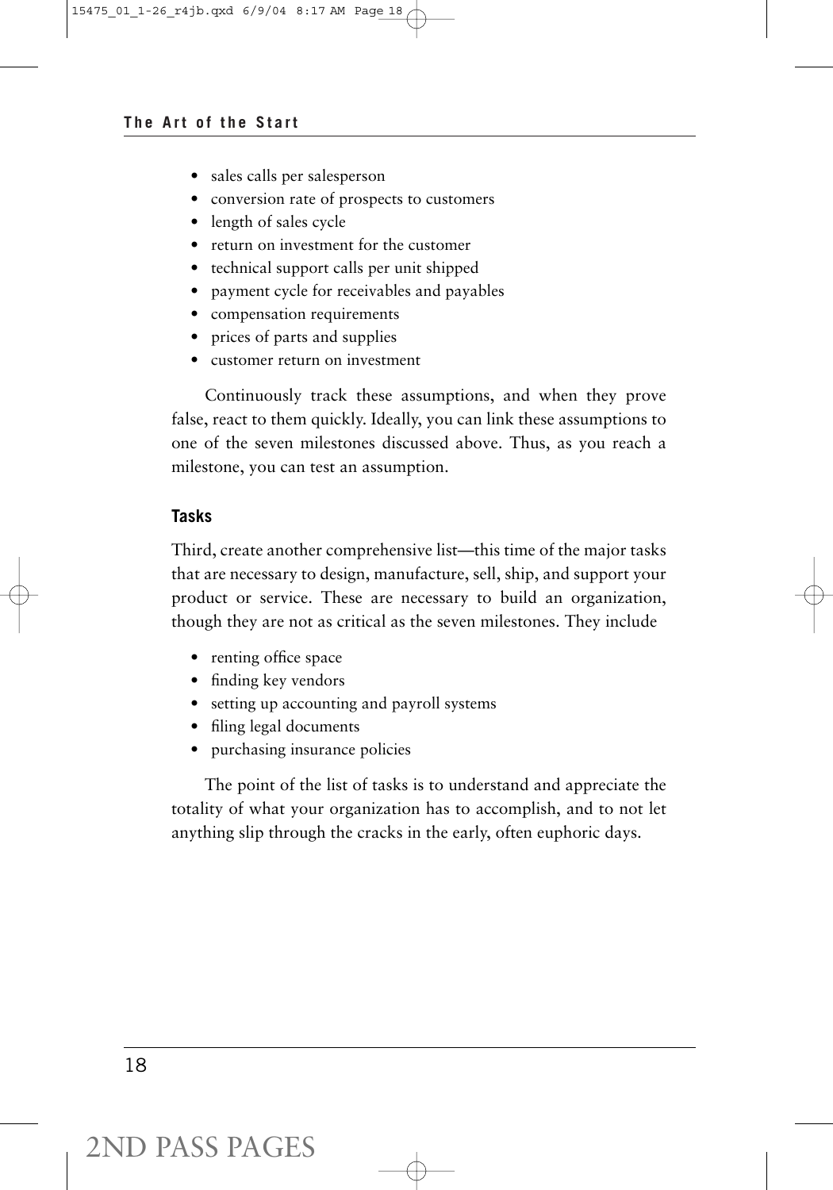- sales calls per salesperson
- conversion rate of prospects to customers
- length of sales cycle
- return on investment for the customer
- technical support calls per unit shipped
- payment cycle for receivables and payables
- compensation requirements
- prices of parts and supplies
- customer return on investment

Continuously track these assumptions, and when they prove false, react to them quickly. Ideally, you can link these assumptions to one of the seven milestones discussed above. Thus, as you reach a milestone, you can test an assumption.

### Tasks

Third, create another comprehensive list—this time of the major tasks that are necessary to design, manufacture, sell, ship, and support your product or service. These are necessary to build an organization, though they are not as critical as the seven milestones. They include

- renting office space
- finding key vendors
- setting up accounting and payroll systems
- filing legal documents
- purchasing insurance policies

The point of the list of tasks is to understand and appreciate the totality of what your organization has to accomplish, and to not let anything slip through the cracks in the early, often euphoric days.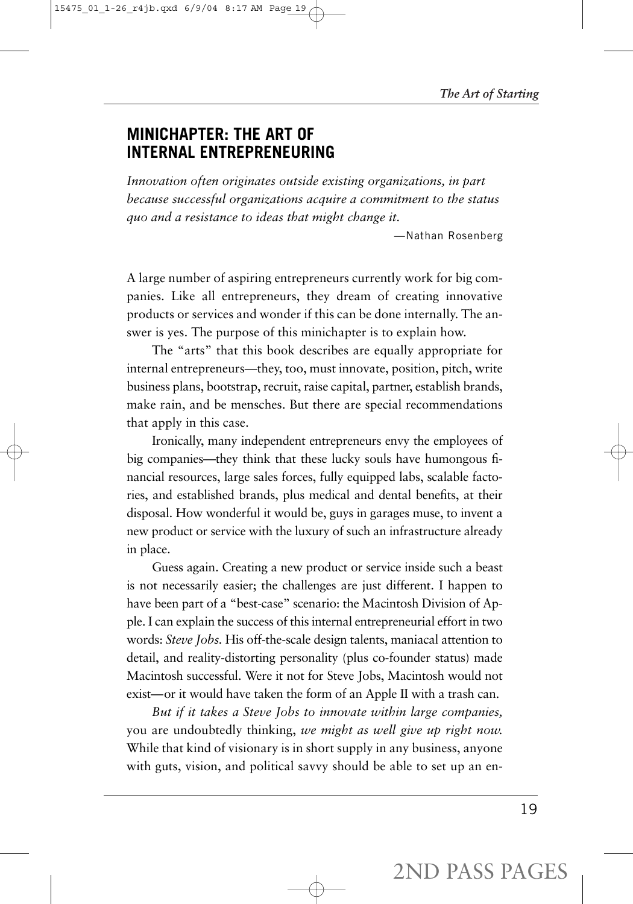## MINICHAPTER: THE ART OF INTERNAL ENTREPRENEURING

*Innovation often originates outside existing organizations, in part because successful organizations acquire a commitment to the status quo and a resistance to ideas that might change it.*

—Nathan Rosenberg

A large number of aspiring entrepreneurs currently work for big companies. Like all entrepreneurs, they dream of creating innovative products or services and wonder if this can be done internally. The answer is yes. The purpose of this minichapter is to explain how.

The "arts" that this book describes are equally appropriate for internal entrepreneurs—they, too, must innovate, position, pitch, write business plans, bootstrap, recruit, raise capital, partner, establish brands, make rain, and be mensches. But there are special recommendations that apply in this case.

Ironically, many independent entrepreneurs envy the employees of big companies—they think that these lucky souls have humongous financial resources, large sales forces, fully equipped labs, scalable factories, and established brands, plus medical and dental benefits, at their disposal. How wonderful it would be, guys in garages muse, to invent a new product or service with the luxury of such an infrastructure already in place.

Guess again. Creating a new product or service inside such a beast is not necessarily easier; the challenges are just different. I happen to have been part of a "best-case" scenario: the Macintosh Division of Apple. I can explain the success of this internal entrepreneurial effort in two words: *Steve Jobs.* His off-the-scale design talents, maniacal attention to detail, and reality-distorting personality (plus co-founder status) made Macintosh successful. Were it not for Steve Jobs, Macintosh would not exist—or it would have taken the form of an Apple II with a trash can.

*But if it takes a Steve Jobs to innovate within large companies,* you are undoubtedly thinking, *we might as well give up right now.* While that kind of visionary is in short supply in any business, anyone with guts, vision, and political savvy should be able to set up an en-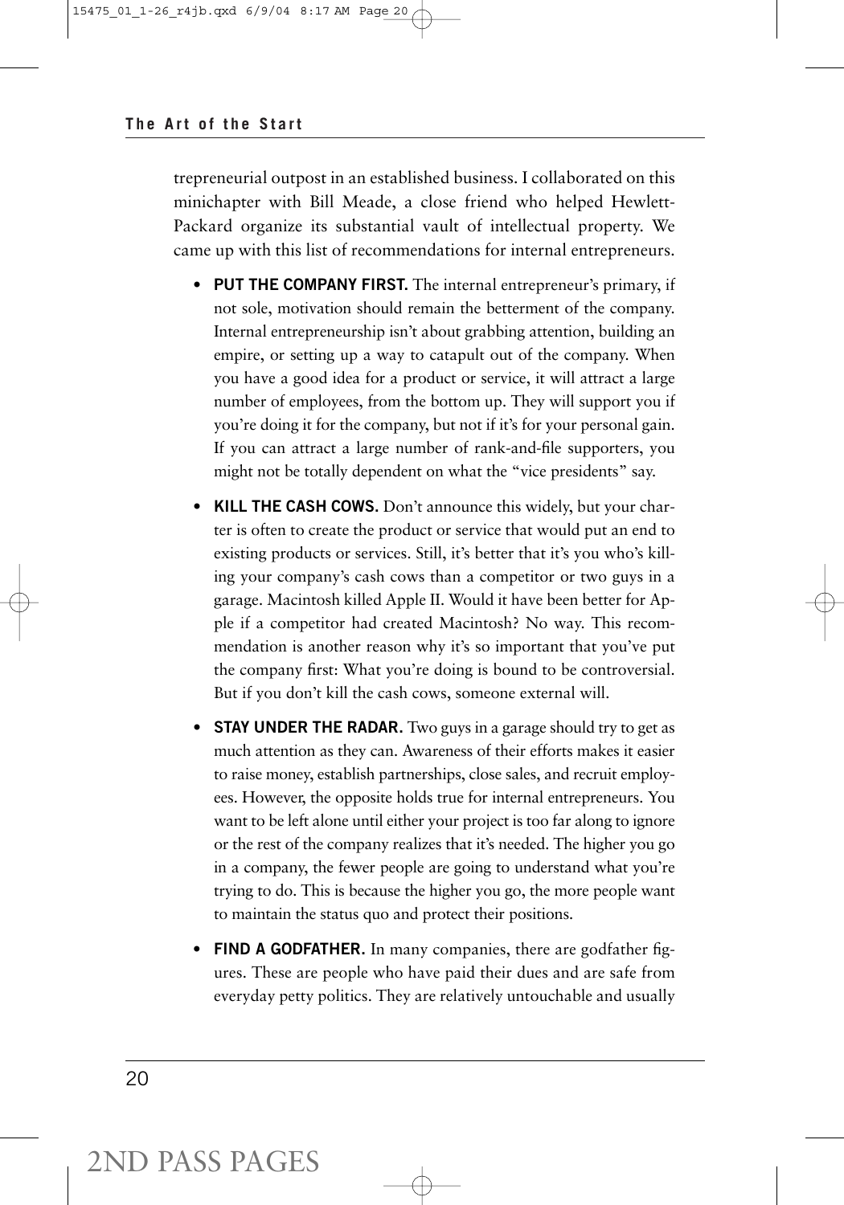trepreneurial outpost in an established business. I collaborated on this minichapter with Bill Meade, a close friend who helped Hewlett-Packard organize its substantial vault of intellectual property. We came up with this list of recommendations for internal entrepreneurs.

- **PUT THE COMPANY FIRST.** The internal entrepreneur's primary, if not sole, motivation should remain the betterment of the company. Internal entrepreneurship isn't about grabbing attention, building an empire, or setting up a way to catapult out of the company. When you have a good idea for a product or service, it will attract a large number of employees, from the bottom up. They will support you if you're doing it for the company, but not if it's for your personal gain. If you can attract a large number of rank-and-file supporters, you might not be totally dependent on what the "vice presidents" say.

- **KILL THE CASH COWS.** Don't announce this widely, but your charter is often to create the product or service that would put an end to existing products or services. Still, it's better that it's you who's killing your company's cash cows than a competitor or two guys in a garage. Macintosh killed Apple II. Would it have been better for Apple if a competitor had created Macintosh? No way. This recommendation is another reason why it's so important that you've put the company first: What you're doing is bound to be controversial. But if you don't kill the cash cows, someone external will.

- **STAY UNDER THE RADAR.** Two guys in a garage should try to get as much attention as they can. Awareness of their efforts makes it easier to raise money, establish partnerships, close sales, and recruit employees. However, the opposite holds true for internal entrepreneurs. You want to be left alone until either your project is too far along to ignore or the rest of the company realizes that it's needed. The higher you go in a company, the fewer people are going to understand what you're trying to do. This is because the higher you go, the more people want to maintain the status quo and protect their positions.

- **FIND A GODFATHER.** In many companies, there are godfather figures. These are people who have paid their dues and are safe from everyday petty politics. They are relatively untouchable and usually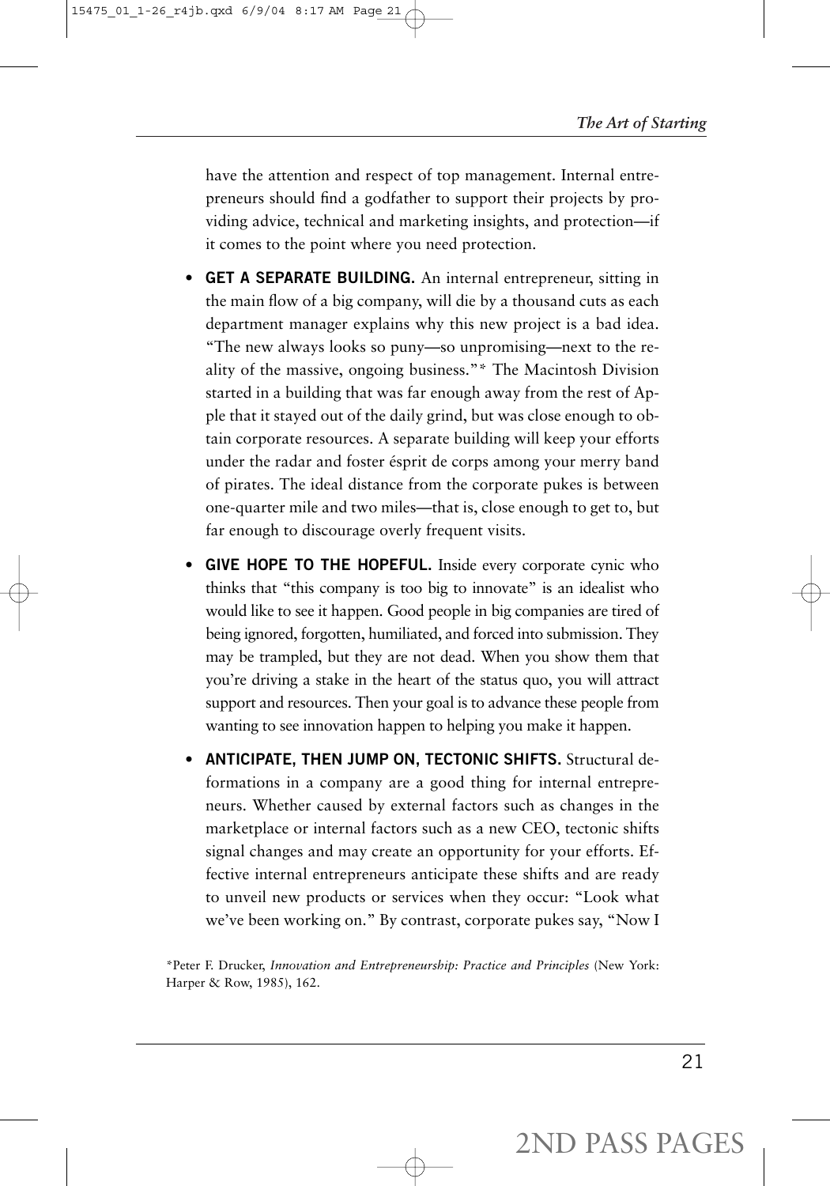have the attention and respect of top management. Internal entrepreneurs should find a godfather to support their projects by providing advice, technical and marketing insights, and protection—if it comes to the point where you need protection.

- **GET A SEPARATE BUILDING.** An internal entrepreneur, sitting in the main flow of a big company, will die by a thousand cuts as each department manager explains why this new project is a bad idea. "The new always looks so puny—so unpromising—next to the reality of the massive, ongoing business."* The Macintosh Division started in a building that was far enough away from the rest of Apple that it stayed out of the daily grind, but was close enough to obtain corporate resources. A separate building will keep your efforts under the radar and foster ésprit de corps among your merry band of pirates. The ideal distance from the corporate pukes is between one-quarter mile and two miles—that is, close enough to get to, but far enough to discourage overly frequent visits.

- **GIVE HOPE TO THE HOPEFUL.** Inside every corporate cynic who thinks that "this company is too big to innovate" is an idealist who would like to see it happen. Good people in big companies are tired of being ignored, forgotten, humiliated, and forced into submission. They may be trampled, but they are not dead. When you show them that you're driving a stake in the heart of the status quo, you will attract support and resources. Then your goal is to advance these people from wanting to see innovation happen to helping you make it happen.

- **ANTICIPATE, THEN JUMP ON, TECTONIC SHIFTS.** Structural deformations in a company are a good thing for internal entrepreneurs. Whether caused by external factors such as changes in the marketplace or internal factors such as a new CEO, tectonic shifts signal changes and may create an opportunity for your efforts. Effective internal entrepreneurs anticipate these shifts and are ready to unveil new products or services when they occur: "Look what we've been working on." By contrast, corporate pukes say, "Now I

*Peter F. Drucker, *Innovation and Entrepreneurship: Practice and Principles* (New York: Harper & Row, 1985), 162.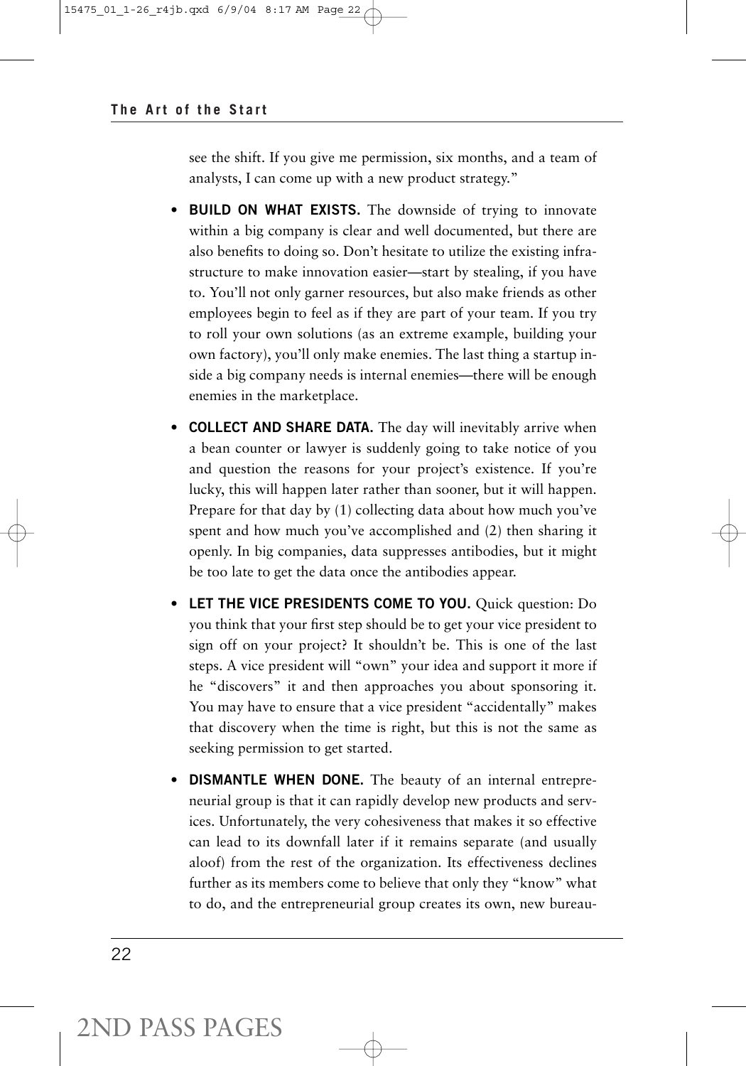see the shift. If you give me permission, six months, and a team of analysts, I can come up with a new product strategy."

- **BUILD ON WHAT EXISTS.** The downside of trying to innovate within a big company is clear and well documented, but there are also benefits to doing so. Don't hesitate to utilize the existing infrastructure to make innovation easier—start by stealing, if you have to. You'll not only garner resources, but also make friends as other employees begin to feel as if they are part of your team. If you try to roll your own solutions (as an extreme example, building your own factory), you'll only make enemies. The last thing a startup inside a big company needs is internal enemies—there will be enough enemies in the marketplace.

- **COLLECT AND SHARE DATA.** The day will inevitably arrive when a bean counter or lawyer is suddenly going to take notice of you and question the reasons for your project's existence. If you're lucky, this will happen later rather than sooner, but it will happen. Prepare for that day by (1) collecting data about how much you've spent and how much you've accomplished and (2) then sharing it openly. In big companies, data suppresses antibodies, but it might be too late to get the data once the antibodies appear.

- **LET THE VICE PRESIDENTS COME TO YOU.** Quick question: Do you think that your first step should be to get your vice president to sign off on your project? It shouldn't be. This is one of the last steps. A vice president will "own" your idea and support it more if he "discovers" it and then approaches you about sponsoring it. You may have to ensure that a vice president "accidentally" makes that discovery when the time is right, but this is not the same as seeking permission to get started.

- **DISMANTLE WHEN DONE.** The beauty of an internal entrepreneurial group is that it can rapidly develop new products and services. Unfortunately, the very cohesiveness that makes it so effective can lead to its downfall later if it remains separate (and usually aloof) from the rest of the organization. Its effectiveness declines further as its members come to believe that only they "know" what to do, and the entrepreneurial group creates its own, new bureau-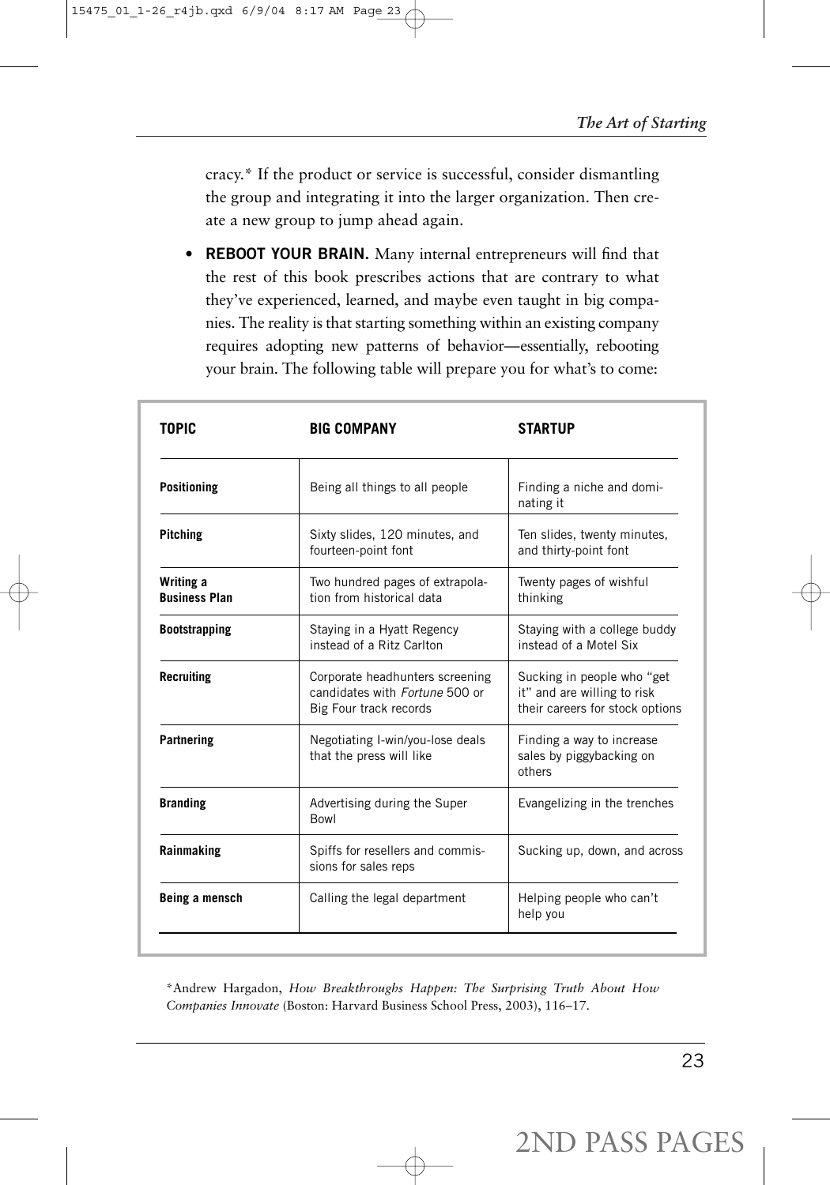cracy.* If the product or service is successful, consider dismantling the group and integrating it into the larger organization. Then create a new group to jump ahead again.

- **REBOOT YOUR BRAIN.** Many internal entrepreneurs will find that the rest of this book prescribes actions that are contrary to what they've experienced, learned, and maybe even taught in big companies. The reality is that starting something within an existing company requires adopting new patterns of behavior—essentially, rebooting your brain. The following table will prepare you for what's to come:

| TOPIC | BIG COMPANY | STARTUP |
|---|---|---|
| **Positioning** | Being all things to all people | Finding a niche and dominating it |
| **Pitching** | Sixty slides, 120 minutes, and fourteen-point font | Ten slides, twenty minutes, and thirty-point font |
| **Writing a Business Plan** | Two hundred pages of extrapolation from historical data | Twenty pages of wishful thinking |
| **Bootstrapping** | Staying in a Hyatt Regency instead of a Ritz Carlton | Staying with a college buddy instead of a Motel Six |
| **Recruiting** | Corporate headhunters screening candidates with *Fortune* 500 or Big Four track records | Sucking in people who "get it" and are willing to risk their careers for stock options |
| **Partnering** | Negotiating I-win/you-lose deals that the press will like | Finding a way to increase sales by piggybacking on others |
| **Branding** | Advertising during the Super Bowl | Evangelizing in the trenches |
| **Rainmaking** | Spiffs for resellers and commissions for sales reps | Sucking up, down, and across |
| **Being a mensch** | Calling the legal department | Helping people who can't help you |

*Andrew Hargadon, *How Breakthroughs Happen: The Surprising Truth About How Companies Innovate* (Boston: Harvard Business School Press, 2003), 116–17.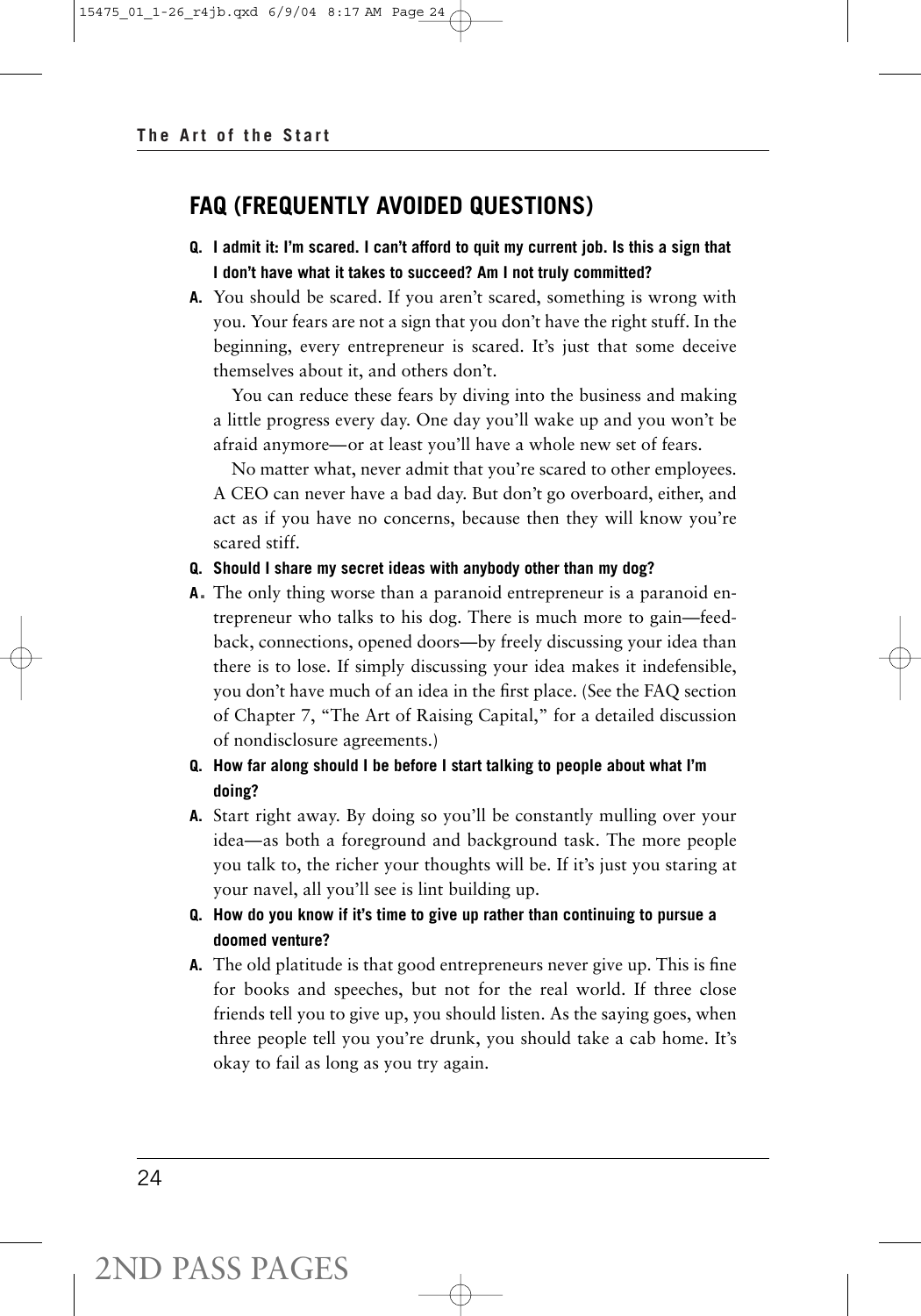## FAQ (FREQUENTLY AVOIDED QUESTIONS)

**Q. I admit it: I'm scared. I can't afford to quit my current job. Is this a sign that I don't have what it takes to succeed? Am I not truly committed?**

**A.** You should be scared. If you aren't scared, something is wrong with you. Your fears are not a sign that you don't have the right stuff. In the beginning, every entrepreneur is scared. It's just that some deceive themselves about it, and others don't.

You can reduce these fears by diving into the business and making a little progress every day. One day you'll wake up and you won't be afraid anymore—or at least you'll have a whole new set of fears.

No matter what, never admit that you're scared to other employees. A CEO can never have a bad day. But don't go overboard, either, and act as if you have no concerns, because then they will know you're scared stiff.

**Q. Should I share my secret ideas with anybody other than my dog?**

**A.** The only thing worse than a paranoid entrepreneur is a paranoid entrepreneur who talks to his dog. There is much more to gain—feedback, connections, opened doors—by freely discussing your idea than there is to lose. If simply discussing your idea makes it indefensible, you don't have much of an idea in the first place. (See the FAQ section of Chapter 7, "The Art of Raising Capital," for a detailed discussion of nondisclosure agreements.)

**Q. How far along should I be before I start talking to people about what I'm doing?**

**A.** Start right away. By doing so you'll be constantly mulling over your idea—as both a foreground and background task. The more people you talk to, the richer your thoughts will be. If it's just you staring at your navel, all you'll see is lint building up.

**Q. How do you know if it's time to give up rather than continuing to pursue a doomed venture?**

**A.** The old platitude is that good entrepreneurs never give up. This is fine for books and speeches, but not for the real world. If three close friends tell you to give up, you should listen. As the saying goes, when three people tell you you're drunk, you should take a cab home. It's okay to fail as long as you try again.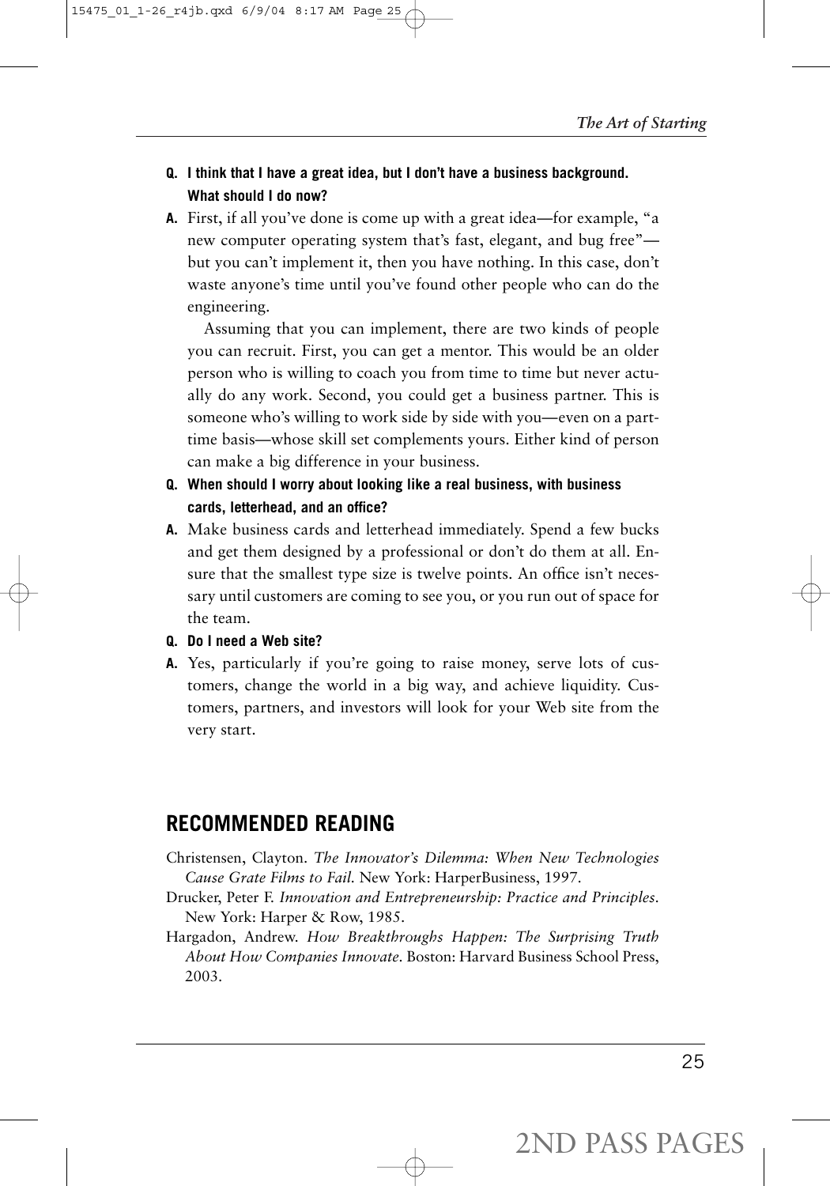**Q. I think that I have a great idea, but I don't have a business background. What should I do now?**

**A.** First, if all you've done is come up with a great idea—for example, "a new computer operating system that's fast, elegant, and bug free"—but you can't implement it, then you have nothing. In this case, don't waste anyone's time until you've found other people who can do the engineering.

Assuming that you can implement, there are two kinds of people you can recruit. First, you can get a mentor. This would be an older person who is willing to coach you from time to time but never actually do any work. Second, you could get a business partner. This is someone who's willing to work side by side with you—even on a part-time basis—whose skill set complements yours. Either kind of person can make a big difference in your business.

**Q. When should I worry about looking like a real business, with business cards, letterhead, and an office?**

**A.** Make business cards and letterhead immediately. Spend a few bucks and get them designed by a professional or don't do them at all. Ensure that the smallest type size is twelve points. An office isn't necessary until customers are coming to see you, or you run out of space for the team.

**Q. Do I need a Web site?**

**A.** Yes, particularly if you're going to raise money, serve lots of customers, change the world in a big way, and achieve liquidity. Customers, partners, and investors will look for your Web site from the very start.

## RECOMMENDED READING

Christensen, Clayton. *The Innovator's Dilemma: When New Technologies Cause Grate Films to Fail.* New York: HarperBusiness, 1997.

Drucker, Peter F. *Innovation and Entrepreneurship: Practice and Principles.* New York: Harper & Row, 1985.

Hargadon, Andrew. *How Breakthroughs Happen: The Surprising Truth About How Companies Innovate.* Boston: Harvard Business School Press, 2003.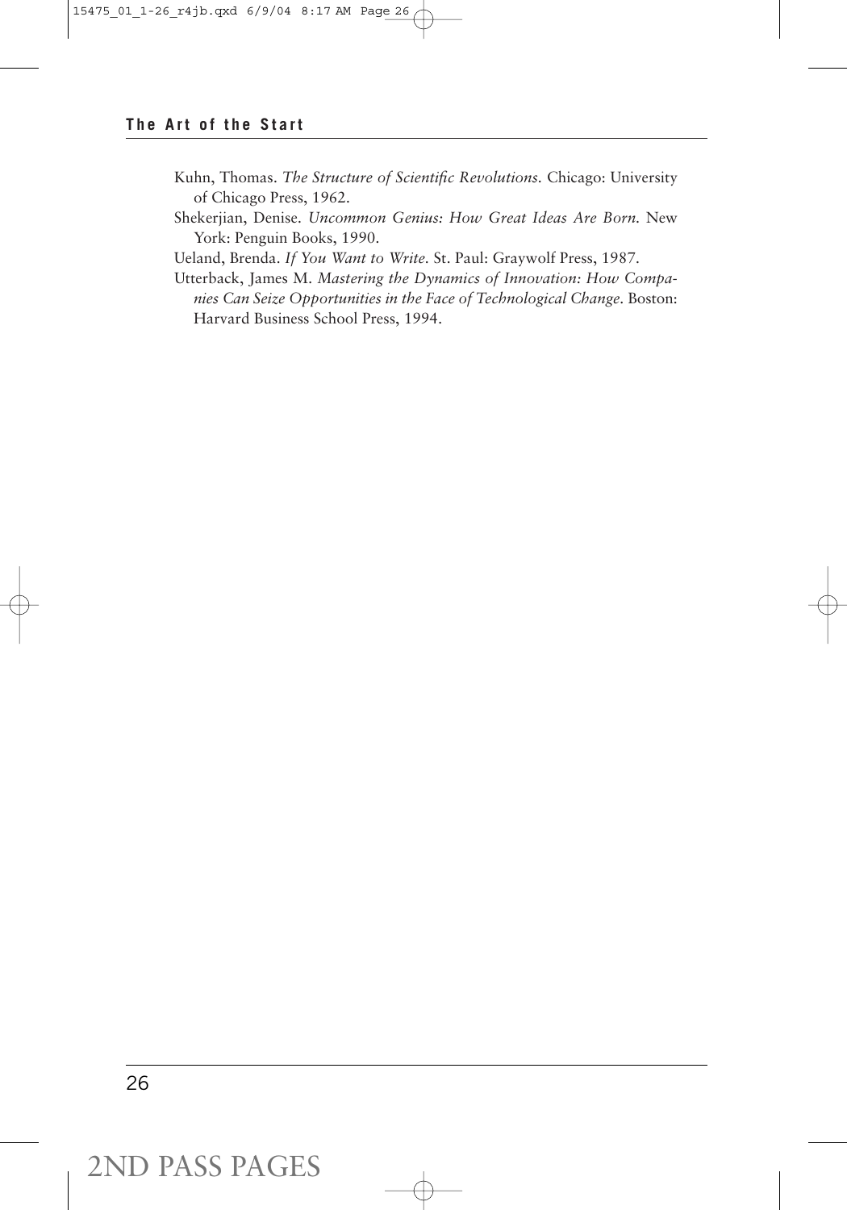Kuhn, Thomas. *The Structure of Scientific Revolutions.* Chicago: University of Chicago Press, 1962.

Shekerjian, Denise. *Uncommon Genius: How Great Ideas Are Born.* New York: Penguin Books, 1990.

Ueland, Brenda. *If You Want to Write.* St. Paul: Graywolf Press, 1987.

Utterback, James M. *Mastering the Dynamics of Innovation: How Companies Can Seize Opportunities in the Face of Technological Change.* Boston: Harvard Business School Press, 1994.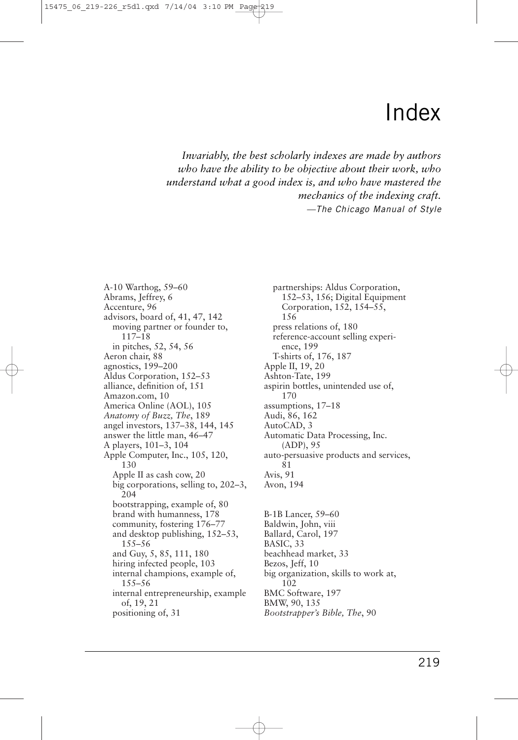# Index

*Invariably, the best scholarly indexes are made by authors who have the ability to be objective about their work, who understand what a good index is, and who have mastered the mechanics of the indexing craft.*
—*The Chicago Manual of Style*

A-10 Warthog, 59–60
Abrams, Jeffrey, 6
Accenture, 96
advisors, board of, 41, 47, 142
  moving partner or founder to, 117–18
  in pitches, 52, 54, 56
Aeron chair, 88
agnostics, 199–200
Aldus Corporation, 152–53
alliance, definition of, 151
Amazon.com, 10
America Online (AOL), 105
*Anatomy of Buzz, The*, 189
angel investors, 137–38, 144, 145
answer the little man, 46–47
A players, 101–3, 104
Apple Computer, Inc., 105, 120, 130
  Apple II as cash cow, 20
  big corporations, selling to, 202–3, 204
  bootstrapping, example of, 80
  brand with humanness, 178
  community, fostering 176–77
  and desktop publishing, 152–53, 155–56
  and Guy, 5, 85, 111, 180
  hiring infected people, 103
  internal champions, example of, 155–56
  internal entrepreneurship, example of, 19, 21
  positioning of, 31
  partnerships: Aldus Corporation, 152–53, 156; Digital Equipment Corporation, 152, 154–55, 156
  press relations of, 180
  reference-account selling experience, 199
  T-shirts of, 176, 187
Apple II, 19, 20
Ashton-Tate, 199
aspirin bottles, unintended use of, 170
assumptions, 17–18
Audi, 86, 162
AutoCAD, 3
Automatic Data Processing, Inc. (ADP), 95
auto-persuasive products and services, 81
Avis, 91
Avon, 194

B-1B Lancer, 59–60
Baldwin, John, viii
Ballard, Carol, 197
BASIC, 33
beachhead market, 33
Bezos, Jeff, 10
big organization, skills to work at, 102
BMC Software, 197
BMW, 90, 135
*Bootstrapper's Bible, The*, 90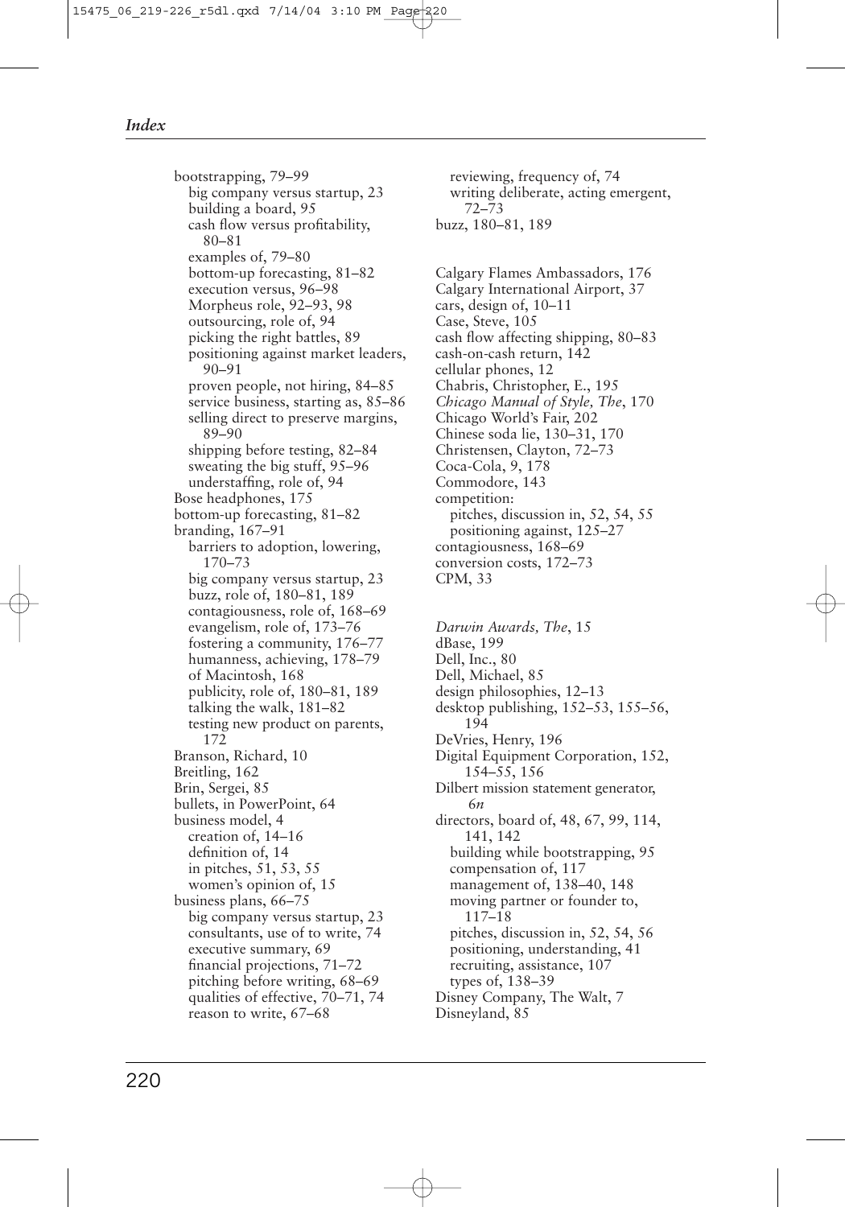## Index

bootstrapping, 79–99
- big company versus startup, 23
- building a board, 95
- cash flow versus profitability, 80–81
- examples of, 79–80
- bottom-up forecasting, 81–82
- execution versus, 96–98
- Morpheus role, 92–93, 98
- outsourcing, role of, 94
- picking the right battles, 89
- positioning against market leaders, 90–91
- proven people, not hiring, 84–85
- service business, starting as, 85–86
- selling direct to preserve margins, 89–90
- shipping before testing, 82–84
- sweating the big stuff, 95–96
- understaffing, role of, 94

Bose headphones, 175
bottom-up forecasting, 81–82
branding, 167–91
- barriers to adoption, lowering, 170–73
- big company versus startup, 23
- buzz, role of, 180–81, 189
- contagiousness, role of, 168–69
- evangelism, role of, 173–76
- fostering a community, 176–77
- humanness, achieving, 178–79
- of Macintosh, 168
- publicity, role of, 180–81, 189
- talking the walk, 181–82
- testing new product on parents, 172

Branson, Richard, 10
Breitling, 162
Brin, Sergei, 85
bullets, in PowerPoint, 64
business model, 4
- creation of, 14–16
- definition of, 14
- in pitches, 51, 53, *55*
- women's opinion of, 15

business plans, 66–75
- big company versus startup, 23
- consultants, use of to write, 74
- executive summary, 69
- financial projections, 71–72
- pitching before writing, 68–69
- qualities of effective, 70–71, 74
- reason to write, 67–68
- reviewing, frequency of, 74
- writing deliberate, acting emergent, 72–73

buzz, 180–81, 189

Calgary Flames Ambassadors, 176
Calgary International Airport, 37
cars, design of, 10–11
Case, Steve, 105
cash flow affecting shipping, 80–83
cash-on-cash return, 142
cellular phones, 12
Chabris, Christopher, E., 195
*Chicago Manual of Style, The*, 170
Chicago World's Fair, 202
Chinese soda lie, 130–31, 170
Christensen, Clayton, 72–73
Coca-Cola, 9, 178
Commodore, 143
competition:
- pitches, discussion in, 52, 54, *55*
- positioning against, 125–27

contagiousness, 168–69
conversion costs, 172–73
CPM, 33

*Darwin Awards, The*, 15
dBase, 199
Dell, Inc., 80
Dell, Michael, 85
design philosophies, 12–13
desktop publishing, 152–53, 155–56, 194
DeVries, Henry, 196
Digital Equipment Corporation, 152, 154–55, 156
Dilbert mission statement generator, *6n*
directors, board of, 48, 67, 99, 114, 141, 142
- building while bootstrapping, 95
- compensation of, 117
- management of, 138–40, 148
- moving partner or founder to, 117–18
- pitches, discussion in, 52, 54, *56*
- positioning, understanding, 41
- recruiting, assistance, 107
- types of, 138–39

Disney Company, The Walt, 7
Disneyland, 85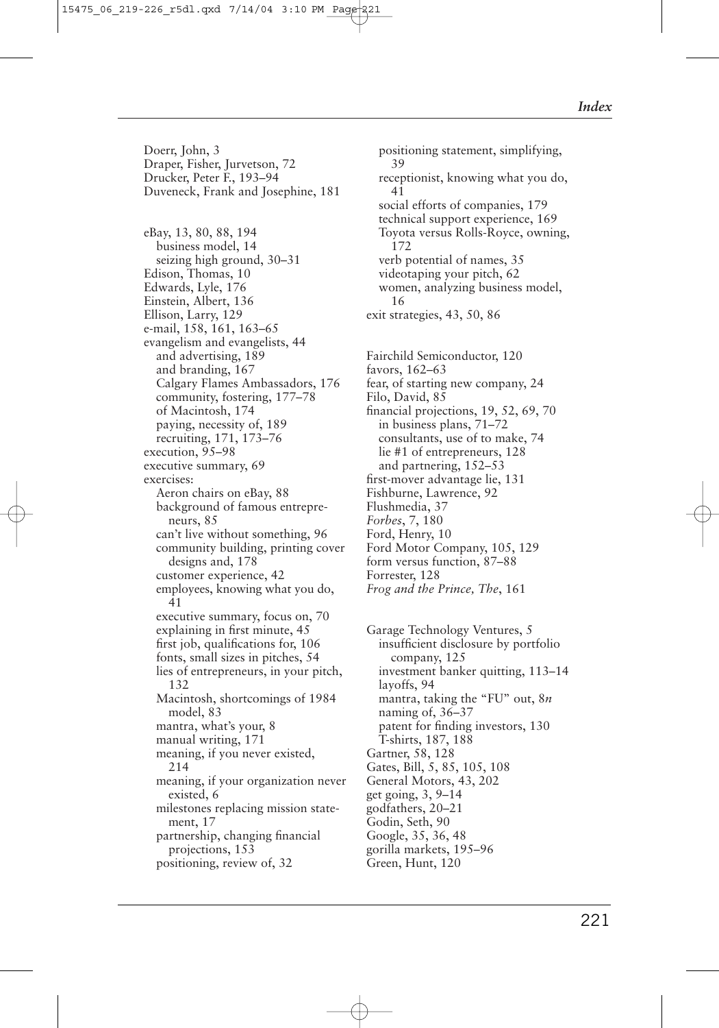Doerr, John, 3
Draper, Fisher, Jurvetson, 72
Drucker, Peter F., 193–94
Duveneck, Frank and Josephine, 181

eBay, 13, 80, 88, 194
  business model, 14
  seizing high ground, 30–31
Edison, Thomas, 10
Edwards, Lyle, 176
Einstein, Albert, 136
Ellison, Larry, 129
e-mail, 158, 161, 163–65
evangelism and evangelists, 44
  and advertising, 189
  and branding, 167
  Calgary Flames Ambassadors, 176
  community, fostering, 177–78
  of Macintosh, 174
  paying, necessity of, 189
  recruiting, 171, 173–76
execution, 95–98
executive summary, 69
exercises:
  Aeron chairs on eBay, 88
  background of famous entrepreneurs, 85
  can't live without something, 96
  community building, printing cover designs and, 178
  customer experience, 42
  employees, knowing what you do, 41
  executive summary, focus on, 70
  explaining in first minute, 45
  first job, qualifications for, 106
  fonts, small sizes in pitches, 54
  lies of entrepreneurs, in your pitch, 132
  Macintosh, shortcomings of 1984 model, 83
  mantra, what's your, 8
  manual writing, 171
  meaning, if you never existed, 214
  meaning, if your organization never existed, 6
  milestones replacing mission statement, 17
  partnership, changing financial projections, 153
  positioning, review of, 32
  positioning statement, simplifying, 39
  receptionist, knowing what you do, 41
  social efforts of companies, 179
  technical support experience, 169
  Toyota versus Rolls-Royce, owning, 172
  verb potential of names, 35
  videotaping your pitch, 62
  women, analyzing business model, 16
exit strategies, 43, 50, 86

Fairchild Semiconductor, 120
favors, 162–63
fear, of starting new company, 24
Filo, David, 85
financial projections, 19, 52, 69, 70
  in business plans, 71–72
  consultants, use of to make, 74
  lie #1 of entrepreneurs, 128
  and partnering, 152–53
first-mover advantage lie, 131
Fishburne, Lawrence, 92
Flushmedia, 37
*Forbes*, 7, 180
Ford, Henry, 10
Ford Motor Company, 105, 129
form versus function, 87–88
Forrester, 128
*Frog and the Prince, The*, 161

Garage Technology Ventures, 5
  insufficient disclosure by portfolio company, 125
  investment banker quitting, 113–14
  layoffs, 94
  mantra, taking the "FU" out, 8*n*
  naming of, 36–37
  patent for finding investors, 130
  T-shirts, 187, 188
Gartner, 58, 128
Gates, Bill, 5, 85, 105, 108
General Motors, 43, 202
get going, 3, 9–14
godfathers, 20–21
Godin, Seth, 90
Google, 35, 36, 48
gorilla markets, 195–96
Green, Hunt, 120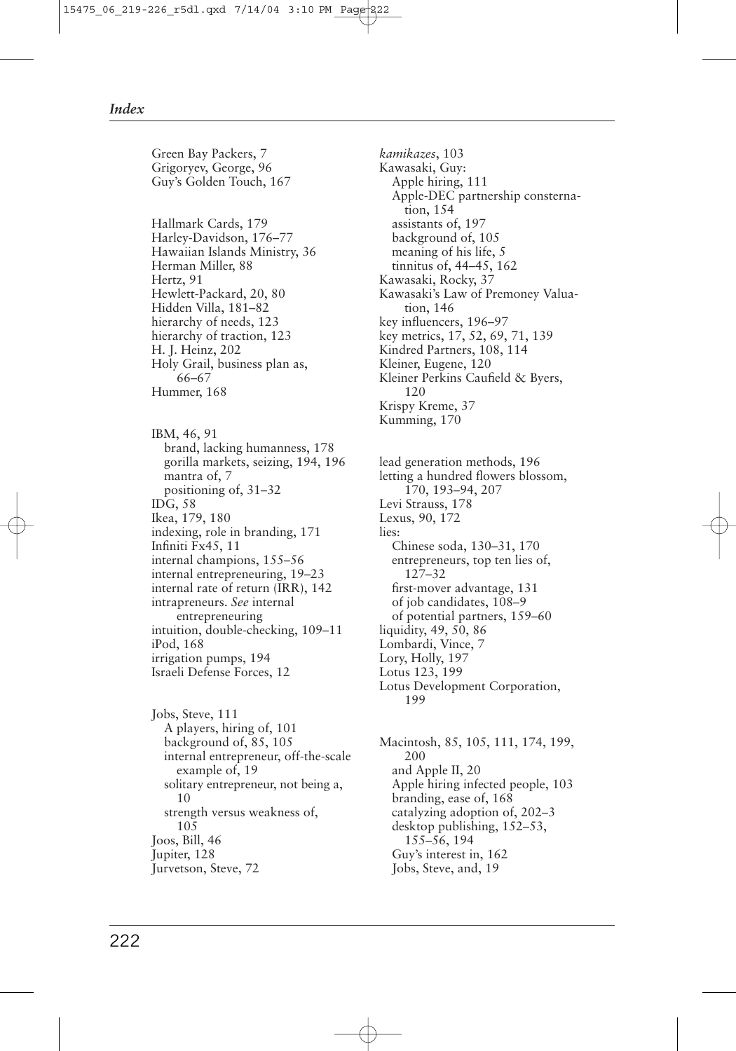Green Bay Packers, 7
Grigoryev, George, 96
Guy's Golden Touch, 167

Hallmark Cards, 179
Harley-Davidson, 176–77
Hawaiian Islands Ministry, 36
Herman Miller, 88
Hertz, 91
Hewlett-Packard, 20, 80
Hidden Villa, 181–82
hierarchy of needs, 123
hierarchy of traction, 123
H. J. Heinz, 202
Holy Grail, business plan as, 66–67
Hummer, 168

IBM, 46, 91
- brand, lacking humanness, 178
- gorilla markets, seizing, 194, 196
- mantra of, 7
- positioning of, 31–32

IDG, 58
Ikea, 179, 180
indexing, role in branding, 171
Infiniti Fx45, 11
internal champions, 155–56
internal entrepreneuring, 19–23
internal rate of return (IRR), 142
intrapreneurs. *See* internal entrepreneuring
intuition, double-checking, 109–11
iPod, 168
irrigation pumps, 194
Israeli Defense Forces, 12

Jobs, Steve, 111
- A players, hiring of, 101
- background of, 85, 105
- internal entrepreneur, off-the-scale example of, 19
- solitary entrepreneur, not being a, 10
- strength versus weakness of, 105

Joos, Bill, 46
Jupiter, 128
Jurvetson, Steve, 72

*kamikazes*, 103
Kawasaki, Guy:
- Apple hiring, 111
- Apple-DEC partnership consternation, 154
- assistants of, 197
- background of, 105
- meaning of his life, 5
- tinnitus of, 44–45, 162

Kawasaki, Rocky, 37
Kawasaki's Law of Premoney Valuation, 146
key influencers, 196–97
key metrics, 17, 52, 69, 71, 139
Kindred Partners, 108, 114
Kleiner, Eugene, 120
Kleiner Perkins Caufield & Byers, 120
Krispy Kreme, 37
Kumming, 170

lead generation methods, 196
letting a hundred flowers blossom, 170, 193–94, 207
Levi Strauss, 178
Lexus, 90, 172
lies:
- Chinese soda, 130–31, 170
- entrepreneurs, top ten lies of, 127–32
- first-mover advantage, 131
- of job candidates, 108–9
- of potential partners, 159–60

liquidity, 49, 50, 86
Lombardi, Vince, 7
Lory, Holly, 197
Lotus 123, 199
Lotus Development Corporation, 199

Macintosh, 85, 105, 111, 174, 199, 200
- and Apple II, 20
- Apple hiring infected people, 103
- branding, ease of, 168
- catalyzing adoption of, 202–3
- desktop publishing, 152–53, 155–56, 194
- Guy's interest in, 162
- Jobs, Steve, and, 19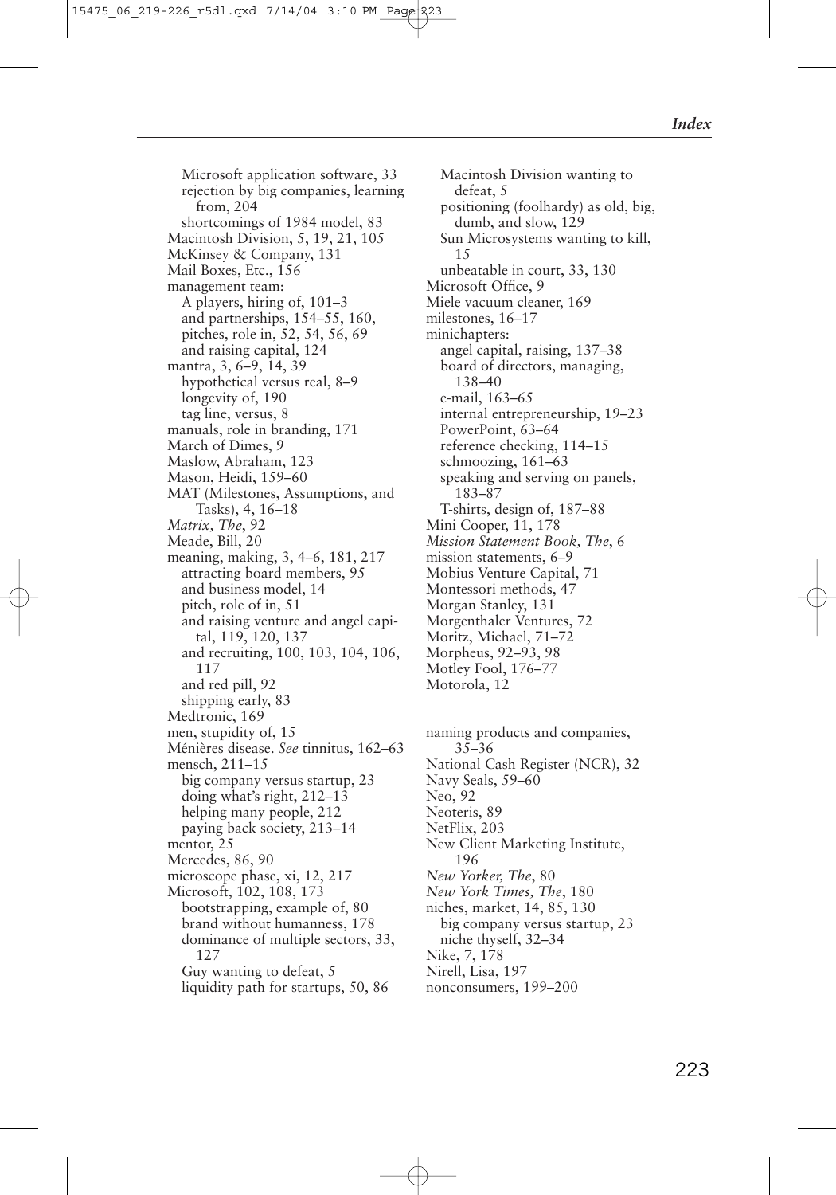Microsoft application software, 33
  rejection by big companies, learning from, 204
  shortcomings of 1984 model, 83
Macintosh Division, 5, 19, 21, 105
McKinsey & Company, 131
Mail Boxes, Etc., 156
management team:
  A players, hiring of, 101–3
  and partnerships, 154–55, 160,
  pitches, role in, 52, 54, 56, 69
  and raising capital, 124
mantra, 3, 6–9, 14, 39
  hypothetical versus real, 8–9
  longevity of, 190
  tag line, versus, 8
manuals, role in branding, 171
March of Dimes, 9
Maslow, Abraham, 123
Mason, Heidi, 159–60
MAT (Milestones, Assumptions, and Tasks), 4, 16–18
*Matrix, The*, 92
Meade, Bill, 20
meaning, making, 3, 4–6, 181, 217
  attracting board members, 95
  and business model, 14
  pitch, role of in, 51
  and raising venture and angel capital, 119, 120, 137
  and recruiting, 100, 103, 104, 106, 117
  and red pill, 92
  shipping early, 83
Medtronic, 169
men, stupidity of, 15
Ménières disease. *See* tinnitus, 162–63
mensch, 211–15
  big company versus startup, 23
  doing what's right, 212–13
  helping many people, 212
  paying back society, 213–14
mentor, 25
Mercedes, 86, 90
microscope phase, xi, 12, 217
Microsoft, 102, 108, 173
  bootstrapping, example of, 80
  brand without humanness, 178
  dominance of multiple sectors, 33, 127
  Guy wanting to defeat, 5
  liquidity path for startups, 50, 86
  Macintosh Division wanting to defeat, 5
  positioning (foolhardy) as old, big, dumb, and slow, 129
  Sun Microsystems wanting to kill, 15
  unbeatable in court, 33, 130
Microsoft Office, 9
Miele vacuum cleaner, 169
milestones, 16–17
minichapters:
  angel capital, raising, 137–38
  board of directors, managing, 138–40
  e-mail, 163–65
  internal entrepreneurship, 19–23
  PowerPoint, 63–64
  reference checking, 114–15
  schmoozing, 161–63
  speaking and serving on panels, 183–87
  T-shirts, design of, 187–88
Mini Cooper, 11, 178
*Mission Statement Book, The*, 6
mission statements, 6–9
Mobius Venture Capital, 71
Montessori methods, 47
Morgan Stanley, 131
Morgenthaler Ventures, 72
Moritz, Michael, 71–72
Morpheus, 92–93, 98
Motley Fool, 176–77
Motorola, 12

naming products and companies, 35–36
National Cash Register (NCR), 32
Navy Seals, 59–60
Neo, 92
Neoteris, 89
NetFlix, 203
New Client Marketing Institute, 196
*New Yorker, The*, 80
*New York Times, The*, 180
niches, market, 14, 85, 130
  big company versus startup, 23
  niche thyself, 32–34
Nike, 7, 178
Nirell, Lisa, 197
nonconsumers, 199–200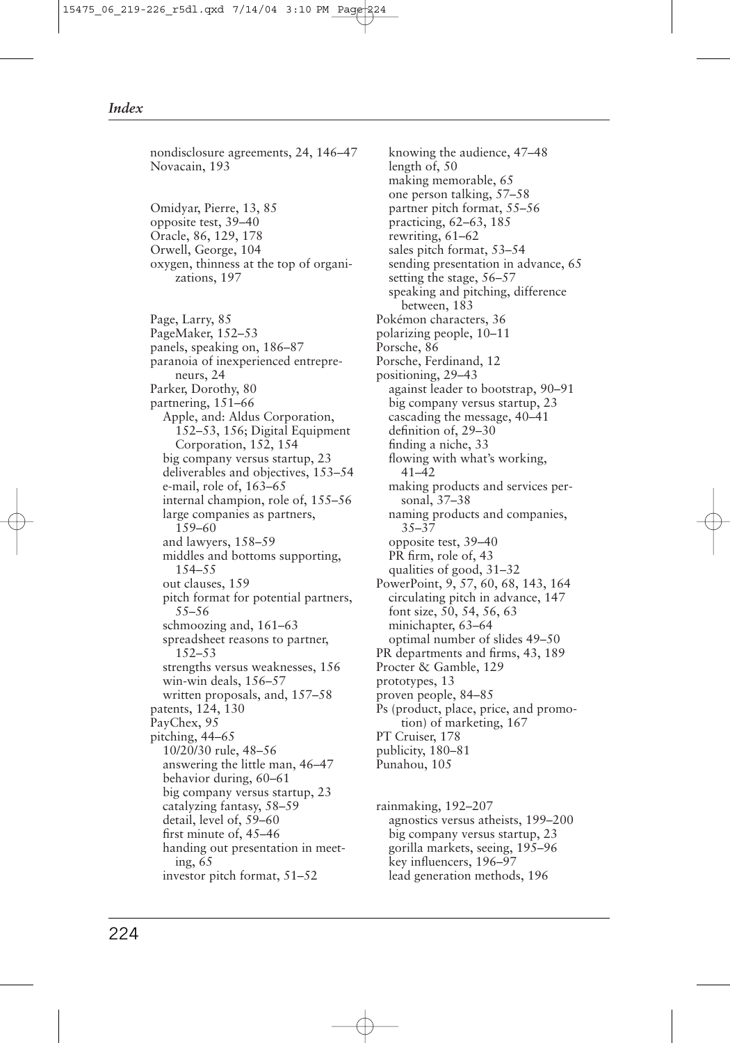nondisclosure agreements, 24, 146–47
Novacain, 193

Omidyar, Pierre, 13, 85
opposite test, 39–40
Oracle, 86, 129, 178
Orwell, George, 104
oxygen, thinness at the top of organizations, 197

Page, Larry, 85
PageMaker, 152–53
panels, speaking on, 186–87
paranoia of inexperienced entrepreneurs, 24
Parker, Dorothy, 80
partnering, 151–66
- Apple, and: Aldus Corporation, 152–53, 156; Digital Equipment Corporation, 152, 154
- big company versus startup, 23
- deliverables and objectives, 153–54
- e-mail, role of, 163–65
- internal champion, role of, 155–56
- large companies as partners, 159–60
- and lawyers, 158–59
- middles and bottoms supporting, 154–55
- out clauses, 159
- pitch format for potential partners, 55–56
- schmoozing and, 161–63
- spreadsheet reasons to partner, 152–53
- strengths versus weaknesses, 156
- win-win deals, 156–57
- written proposals, and, 157–58

patents, 124, 130
PayChex, 95
pitching, 44–65
- 10/20/30 rule, 48–56
- answering the little man, 46–47
- behavior during, 60–61
- big company versus startup, 23
- catalyzing fantasy, 58–59
- detail, level of, 59–60
- first minute of, 45–46
- handing out presentation in meeting, 65
- investor pitch format, 51–52
- knowing the audience, 47–48
- length of, 50
- making memorable, 65
- one person talking, 57–58
- partner pitch format, 55–56
- practicing, 62–63, 185
- rewriting, 61–62
- sales pitch format, 53–54
- sending presentation in advance, 65
- setting the stage, 56–57
- speaking and pitching, difference between, 183

Pokémon characters, 36
polarizing people, 10–11
Porsche, 86
Porsche, Ferdinand, 12
positioning, 29–43
- against leader to bootstrap, 90–91
- big company versus startup, 23
- cascading the message, 40–41
- definition of, 29–30
- finding a niche, 33
- flowing with what's working, 41–42
- making products and services personal, 37–38
- naming products and companies, 35–37
- opposite test, 39–40
- PR firm, role of, 43
- qualities of good, 31–32

PowerPoint, 9, 57, 60, 68, 143, 164
- circulating pitch in advance, 147
- font size, 50, 54, 56, 63
- minichapter, 63–64
- optimal number of slides 49–50

PR departments and firms, 43, 189
Procter & Gamble, 129
prototypes, 13
proven people, 84–85
Ps (product, place, price, and promotion) of marketing, 167
PT Cruiser, 178
publicity, 180–81
Punahou, 105

rainmaking, 192–207
- agnostics versus atheists, 199–200
- big company versus startup, 23
- gorilla markets, seeing, 195–96
- key influencers, 196–97
- lead generation methods, 196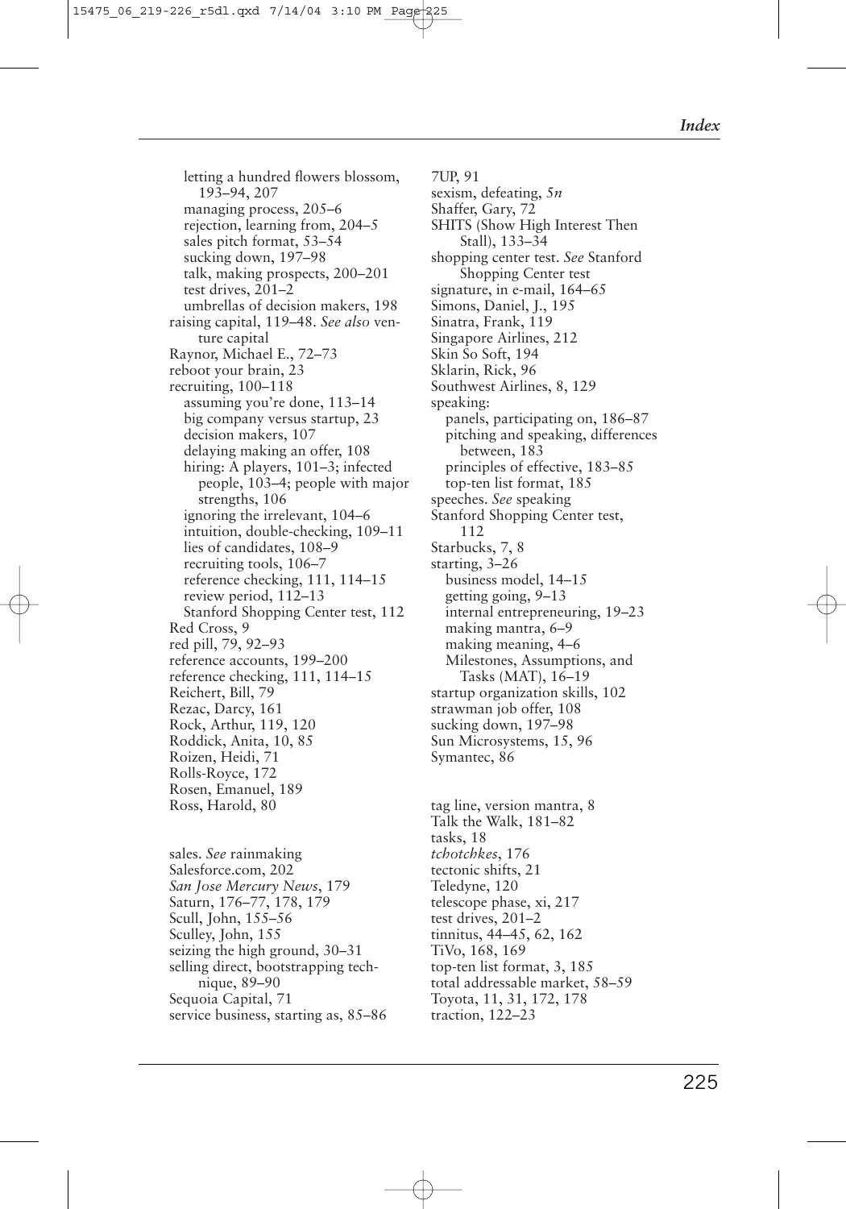letting a hundred flowers blossom, 193–94, 207
managing process, 205–6
rejection, learning from, 204–5
sales pitch format, 53–54
sucking down, 197–98
talk, making prospects, 200–201
test drives, 201–2
umbrellas of decision makers, 198

raising capital, 119–48. *See also* venture capital
Raynor, Michael E., 72–73
reboot your brain, 23
recruiting, 100–118
assuming you're done, 113–14
big company versus startup, 23
decision makers, 107
delaying making an offer, 108
hiring: A players, 101–3; infected people, 103–4; people with major strengths, 106
ignoring the irrelevant, 104–6
intuition, double-checking, 109–11
lies of candidates, 108–9
recruiting tools, 106–7
reference checking, 111, 114–15
review period, 112–13
Stanford Shopping Center test, 112

Red Cross, 9
red pill, 79, 92–93
reference accounts, 199–200
reference checking, 111, 114–15
Reichert, Bill, 79
Rezac, Darcy, 161
Rock, Arthur, 119, 120
Roddick, Anita, 10, 85
Roizen, Heidi, 71
Rolls-Royce, 172
Rosen, Emanuel, 189
Ross, Harold, 80

sales. *See* rainmaking
Salesforce.com, 202
*San Jose Mercury News*, 179
Saturn, 176–77, 178, 179
Scull, John, 155–56
Sculley, John, 155
seizing the high ground, 30–31
selling direct, bootstrapping technique, 89–90
Sequoia Capital, 71
service business, starting as, 85–86
7UP, 91
sexism, defeating, 5*n*
Shaffer, Gary, 72
SHITS (Show High Interest Then Stall), 133–34
shopping center test. *See* Stanford Shopping Center test
signature, in e-mail, 164–65
Simons, Daniel, J., 195
Sinatra, Frank, 119
Singapore Airlines, 212
Skin So Soft, 194
Sklarin, Rick, 96
Southwest Airlines, 8, 129
speaking:
panels, participating on, 186–87
pitching and speaking, differences between, 183
principles of effective, 183–85
top-ten list format, 185

speeches. *See* speaking
Stanford Shopping Center test, 112
Starbucks, 7, 8
starting, 3–26
business model, 14–15
getting going, 9–13
internal entrepreneuring, 19–23
making mantra, 6–9
making meaning, 4–6
Milestones, Assumptions, and Tasks (MAT), 16–19

startup organization skills, 102
strawman job offer, 108
sucking down, 197–98
Sun Microsystems, 15, 96
Symantec, 86

tag line, version mantra, 8
Talk the Walk, 181–82
tasks, 18
*tchotchkes*, 176
tectonic shifts, 21
Teledyne, 120
telescope phase, xi, 217
test drives, 201–2
tinnitus, 44–45, 62, 162
TiVo, 168, 169
top-ten list format, 3, 185
total addressable market, 58–59
Toyota, 11, 31, 172, 178
traction, 122–23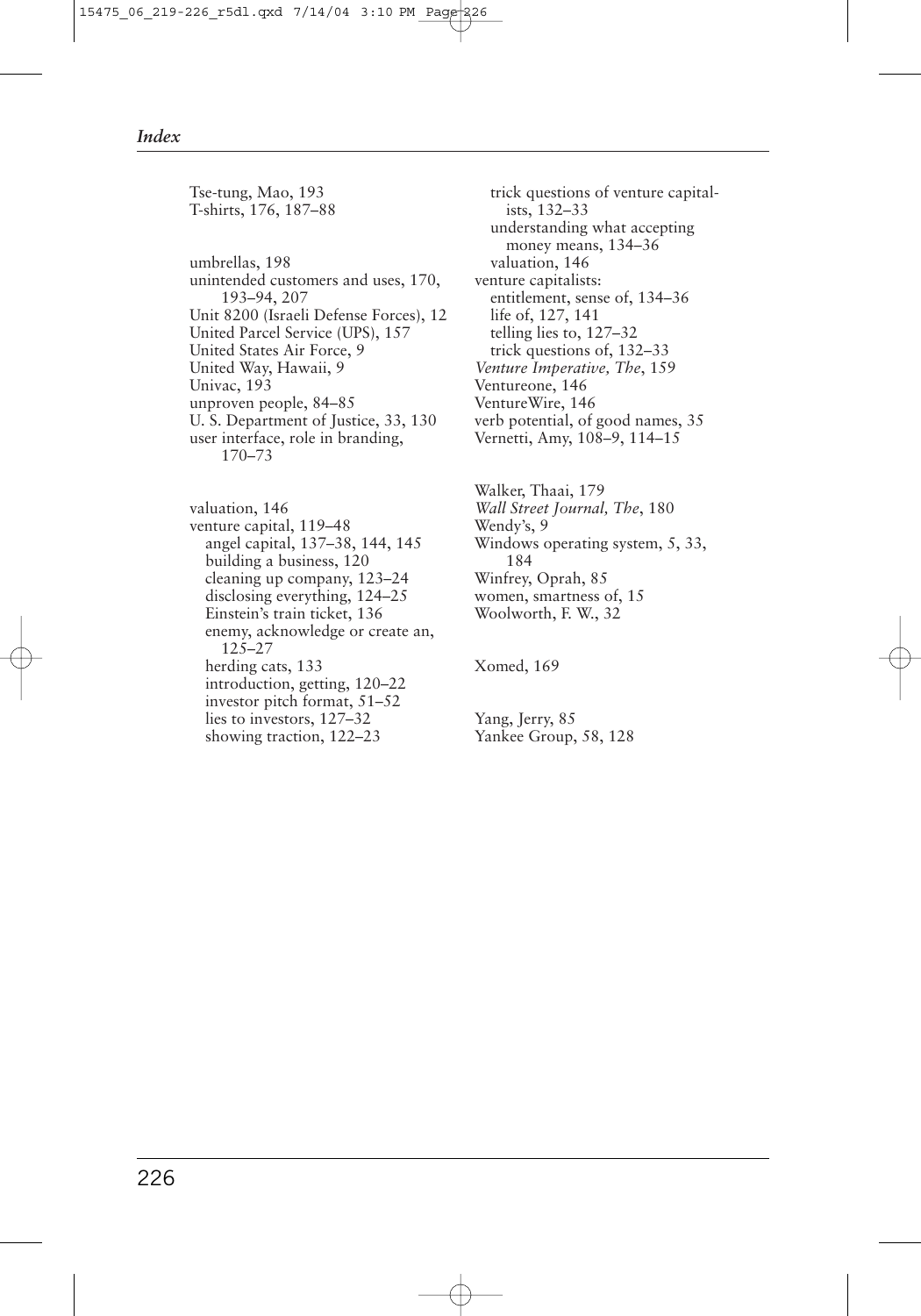Tse-tung, Mao, 193
T-shirts, 176, 187–88

umbrellas, 198
unintended customers and uses, 170, 193–94, 207
Unit 8200 (Israeli Defense Forces), 12
United Parcel Service (UPS), 157
United States Air Force, 9
United Way, Hawaii, 9
Univac, 193
unproven people, 84–85
U. S. Department of Justice, 33, 130
user interface, role in branding, 170–73

valuation, 146
venture capital, 119–48
- angel capital, 137–38, 144, 145
- building a business, 120
- cleaning up company, 123–24
- disclosing everything, 124–25
- Einstein's train ticket, 136
- enemy, acknowledge or create an, 125–27
- herding cats, 133
- introduction, getting, 120–22
- investor pitch format, 51–52
- lies to investors, 127–32
- showing traction, 122–23
- trick questions of venture capitalists, 132–33
- understanding what accepting money means, 134–36
- valuation, 146

venture capitalists:
- entitlement, sense of, 134–36
- life of, 127, 141
- telling lies to, 127–32
- trick questions of, 132–33

*Venture Imperative, The*, 159
Ventureone, 146
VentureWire, 146
verb potential, of good names, 35
Vernetti, Amy, 108–9, 114–15

Walker, Thaai, 179
*Wall Street Journal, The*, 180
Wendy's, 9
Windows operating system, 5, 33, 184
Winfrey, Oprah, 85
women, smartness of, 15
Woolworth, F. W., 32

Xomed, 169

Yang, Jerry, 85
Yankee Group, 58, 128